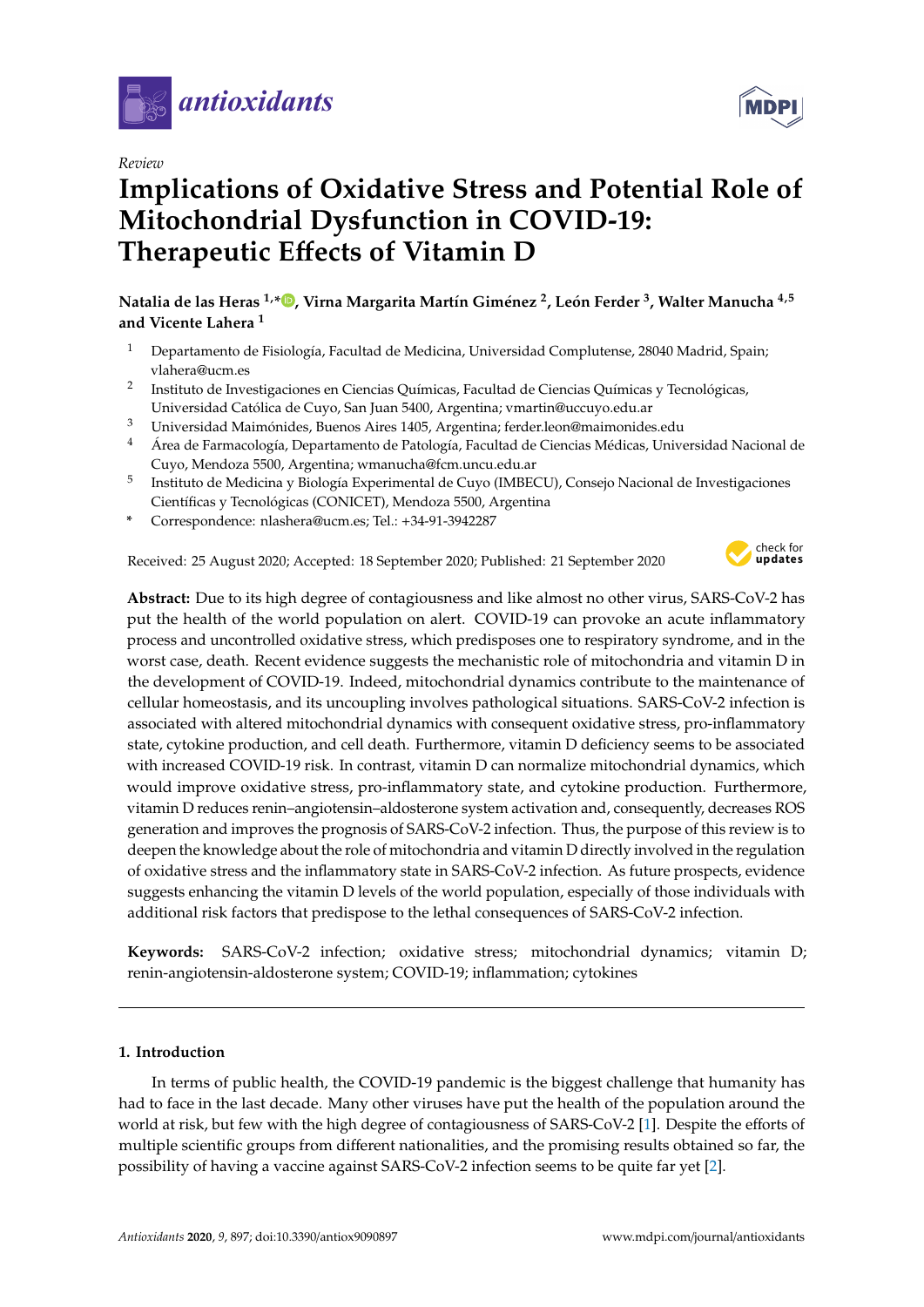*Review*

# Implications of Oxidative Stress and Potential Role of Mitochondrial Dysfunction in COVID-19: Therapeutic Effects of Vitamin D

**Natalia de las Heras [1,*], Virna Margarita Martín Giménez [2], León Ferder [3], Walter Manucha [4,5] and Vicente Lahera [1]**

1. Departamento de Fisiología, Facultad de Medicina, Universidad Complutense, 28040 Madrid, Spain; vlahera@ucm.es
2. Instituto de Investigaciones en Ciencias Químicas, Facultad de Ciencias Químicas y Tecnológicas, Universidad Católica de Cuyo, San Juan 5400, Argentina; vmartin@uccuyo.edu.ar
3. Universidad Maimónides, Buenos Aires 1405, Argentina; ferder.leon@maimonides.edu
4. Área de Farmacología, Departamento de Patología, Facultad de Ciencias Médicas, Universidad Nacional de Cuyo, Mendoza 5500, Argentina; wmanucha@fcm.uncu.edu.ar
5. Instituto de Medicina y Biología Experimental de Cuyo (IMBECU), Consejo Nacional de Investigaciones Científicas y Tecnológicas (CONICET), Mendoza 5500, Argentina

\* Correspondence: nlashera@ucm.es; Tel.: +34-91-3942287

Received: 25 August 2020; Accepted: 18 September 2020; Published: 21 September 2020

**Abstract:** Due to its high degree of contagiousness and like almost no other virus, SARS-CoV-2 has put the health of the world population on alert. COVID-19 can provoke an acute inflammatory process and uncontrolled oxidative stress, which predisposes one to respiratory syndrome, and in the worst case, death. Recent evidence suggests the mechanistic role of mitochondria and vitamin D in the development of COVID-19. Indeed, mitochondrial dynamics contribute to the maintenance of cellular homeostasis, and its uncoupling involves pathological situations. SARS-CoV-2 infection is associated with altered mitochondrial dynamics with consequent oxidative stress, pro-inflammatory state, cytokine production, and cell death. Furthermore, vitamin D deficiency seems to be associated with increased COVID-19 risk. In contrast, vitamin D can normalize mitochondrial dynamics, which would improve oxidative stress, pro-inflammatory state, and cytokine production. Furthermore, vitamin D reduces renin–angiotensin–aldosterone system activation and, consequently, decreases ROS generation and improves the prognosis of SARS-CoV-2 infection. Thus, the purpose of this review is to deepen the knowledge about the role of mitochondria and vitamin D directly involved in the regulation of oxidative stress and the inflammatory state in SARS-CoV-2 infection. As future prospects, evidence suggests enhancing the vitamin D levels of the world population, especially of those individuals with additional risk factors that predispose to the lethal consequences of SARS-CoV-2 infection.

**Keywords:** SARS-CoV-2 infection; oxidative stress; mitochondrial dynamics; vitamin D; renin-angiotensin-aldosterone system; COVID-19; inflammation; cytokines

## 1. Introduction

In terms of public health, the COVID-19 pandemic is the biggest challenge that humanity has had to face in the last decade. Many other viruses have put the health of the population around the world at risk, but few with the high degree of contagiousness of SARS-CoV-2 [1]. Despite the efforts of multiple scientific groups from different nationalities, and the promising results obtained so far, the possibility of having a vaccine against SARS-CoV-2 infection seems to be quite far yet [2].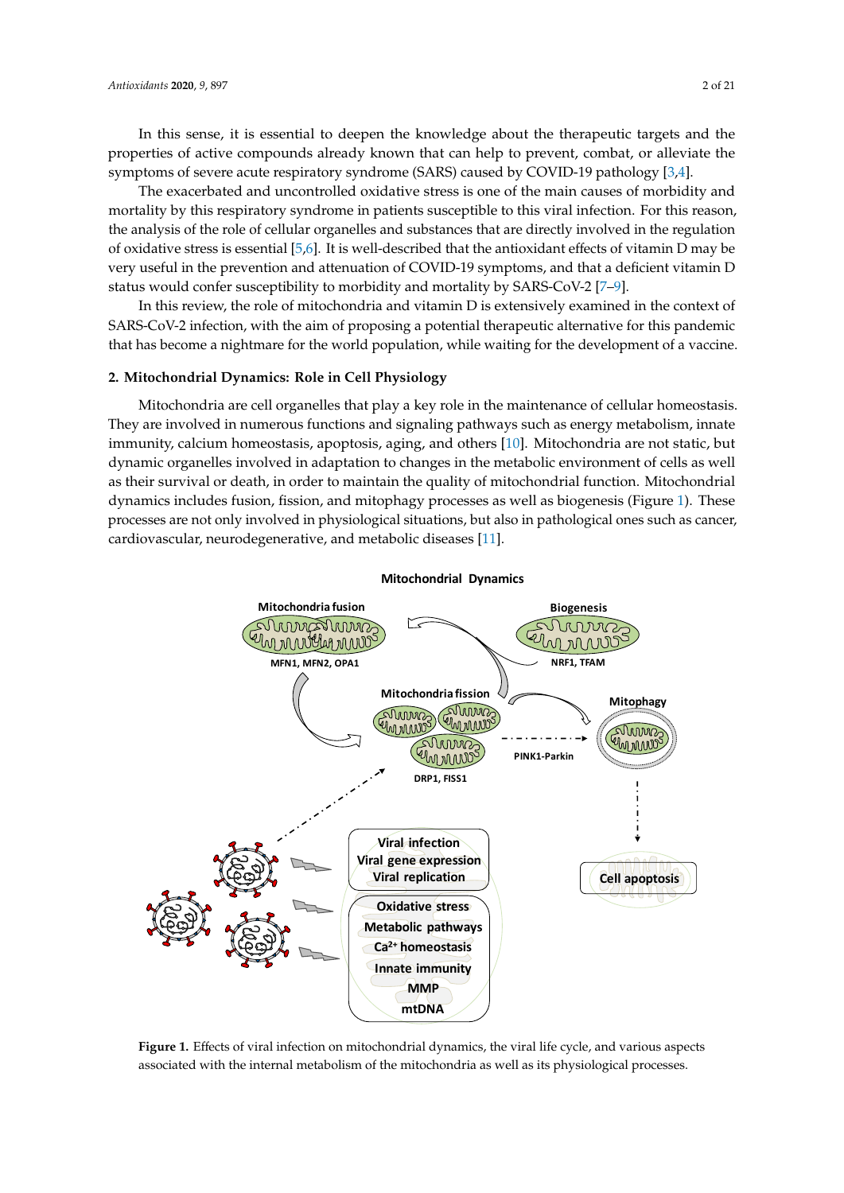In this sense, it is essential to deepen the knowledge about the therapeutic targets and the properties of active compounds already known that can help to prevent, combat, or alleviate the symptoms of severe acute respiratory syndrome (SARS) caused by COVID-19 pathology [3,4].

The exacerbated and uncontrolled oxidative stress is one of the main causes of morbidity and mortality by this respiratory syndrome in patients susceptible to this viral infection. For this reason, the analysis of the role of cellular organelles and substances that are directly involved in the regulation of oxidative stress is essential [5,6]. It is well-described that the antioxidant effects of vitamin D may be very useful in the prevention and attenuation of COVID-19 symptoms, and that a deficient vitamin D status would confer susceptibility to morbidity and mortality by SARS-CoV-2 [7–9].

In this review, the role of mitochondria and vitamin D is extensively examined in the context of SARS-CoV-2 infection, with the aim of proposing a potential therapeutic alternative for this pandemic that has become a nightmare for the world population, while waiting for the development of a vaccine.

## 2. Mitochondrial Dynamics: Role in Cell Physiology

Mitochondria are cell organelles that play a key role in the maintenance of cellular homeostasis. They are involved in numerous functions and signaling pathways such as energy metabolism, innate immunity, calcium homeostasis, apoptosis, aging, and others [10]. Mitochondria are not static, but dynamic organelles involved in adaptation to changes in the metabolic environment of cells as well as their survival or death, in order to maintain the quality of mitochondrial function. Mitochondrial dynamics includes fusion, fission, and mitophagy processes as well as biogenesis (Figure 1). These processes are not only involved in physiological situations, but also in pathological ones such as cancer, cardiovascular, neurodegenerative, and metabolic diseases [11].

**Figure 1.** Effects of viral infection on mitochondrial dynamics, the viral life cycle, and various aspects associated with the internal metabolism of the mitochondria as well as its physiological processes.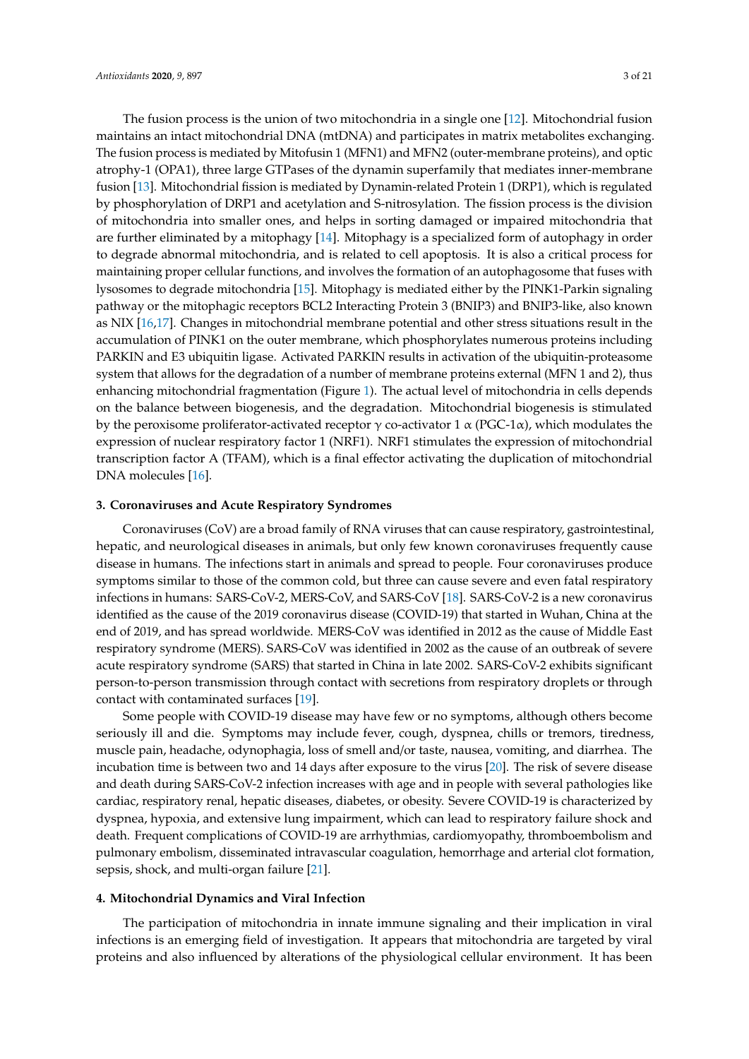The fusion process is the union of two mitochondria in a single one [12]. Mitochondrial fusion maintains an intact mitochondrial DNA (mtDNA) and participates in matrix metabolites exchanging. The fusion process is mediated by Mitofusin 1 (MFN1) and MFN2 (outer-membrane proteins), and optic atrophy-1 (OPA1), three large GTPases of the dynamin superfamily that mediates inner-membrane fusion [13]. Mitochondrial fission is mediated by Dynamin-related Protein 1 (DRP1), which is regulated by phosphorylation of DRP1 and acetylation and S-nitrosylation. The fission process is the division of mitochondria into smaller ones, and helps in sorting damaged or impaired mitochondria that are further eliminated by a mitophagy [14]. Mitophagy is a specialized form of autophagy in order to degrade abnormal mitochondria, and is related to cell apoptosis. It is also a critical process for maintaining proper cellular functions, and involves the formation of an autophagosome that fuses with lysosomes to degrade mitochondria [15]. Mitophagy is mediated either by the PINK1-Parkin signaling pathway or the mitophagic receptors BCL2 Interacting Protein 3 (BNIP3) and BNIP3-like, also known as NIX [16,17]. Changes in mitochondrial membrane potential and other stress situations result in the accumulation of PINK1 on the outer membrane, which phosphorylates numerous proteins including PARKIN and E3 ubiquitin ligase. Activated PARKIN results in activation of the ubiquitin-proteasome system that allows for the degradation of a number of membrane proteins external (MFN 1 and 2), thus enhancing mitochondrial fragmentation (Figure 1). The actual level of mitochondria in cells depends on the balance between biogenesis, and the degradation. Mitochondrial biogenesis is stimulated by the peroxisome proliferator-activated receptor $\gamma$ co-activator 1 $\alpha$ (PGC-1$\alpha$), which modulates the expression of nuclear respiratory factor 1 (NRF1). NRF1 stimulates the expression of mitochondrial transcription factor A (TFAM), which is a final effector activating the duplication of mitochondrial DNA molecules [16].

## 3. Coronaviruses and Acute Respiratory Syndromes

Coronaviruses (CoV) are a broad family of RNA viruses that can cause respiratory, gastrointestinal, hepatic, and neurological diseases in animals, but only few known coronaviruses frequently cause disease in humans. The infections start in animals and spread to people. Four coronaviruses produce symptoms similar to those of the common cold, but three can cause severe and even fatal respiratory infections in humans: SARS-CoV-2, MERS-CoV, and SARS-CoV [18]. SARS-CoV-2 is a new coronavirus identified as the cause of the 2019 coronavirus disease (COVID-19) that started in Wuhan, China at the end of 2019, and has spread worldwide. MERS-CoV was identified in 2012 as the cause of Middle East respiratory syndrome (MERS). SARS-CoV was identified in 2002 as the cause of an outbreak of severe acute respiratory syndrome (SARS) that started in China in late 2002. SARS-CoV-2 exhibits significant person-to-person transmission through contact with secretions from respiratory droplets or through contact with contaminated surfaces [19].

Some people with COVID-19 disease may have few or no symptoms, although others become seriously ill and die. Symptoms may include fever, cough, dyspnea, chills or tremors, tiredness, muscle pain, headache, odynophagia, loss of smell and/or taste, nausea, vomiting, and diarrhea. The incubation time is between two and 14 days after exposure to the virus [20]. The risk of severe disease and death during SARS-CoV-2 infection increases with age and in people with several pathologies like cardiac, respiratory renal, hepatic diseases, diabetes, or obesity. Severe COVID-19 is characterized by dyspnea, hypoxia, and extensive lung impairment, which can lead to respiratory failure shock and death. Frequent complications of COVID-19 are arrhythmias, cardiomyopathy, thromboembolism and pulmonary embolism, disseminated intravascular coagulation, hemorrhage and arterial clot formation, sepsis, shock, and multi-organ failure [21].

## 4. Mitochondrial Dynamics and Viral Infection

The participation of mitochondria in innate immune signaling and their implication in viral infections is an emerging field of investigation. It appears that mitochondria are targeted by viral proteins and also influenced by alterations of the physiological cellular environment. It has been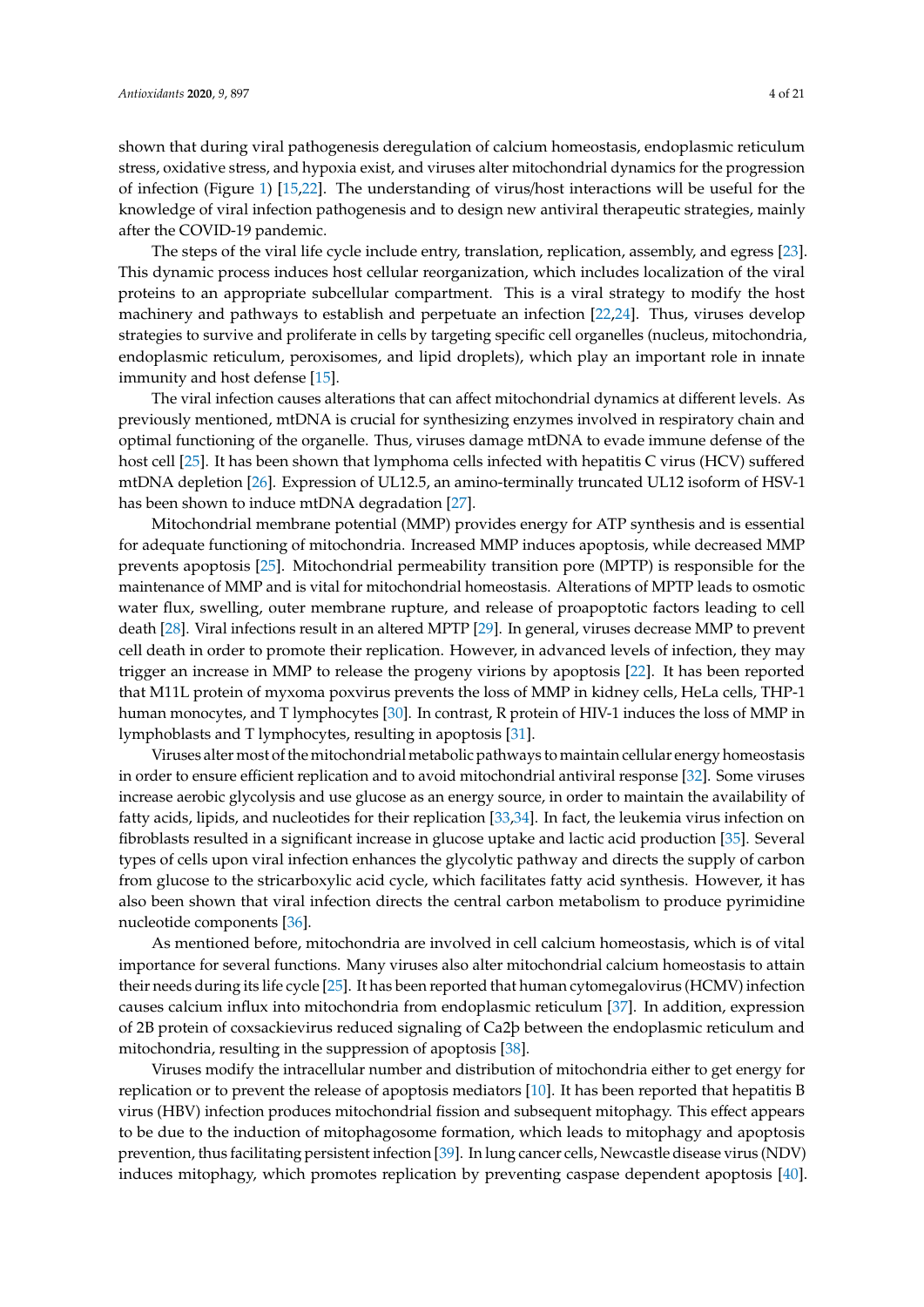shown that during viral pathogenesis deregulation of calcium homeostasis, endoplasmic reticulum stress, oxidative stress, and hypoxia exist, and viruses alter mitochondrial dynamics for the progression of infection (Figure 1) [15,22]. The understanding of virus/host interactions will be useful for the knowledge of viral infection pathogenesis and to design new antiviral therapeutic strategies, mainly after the COVID-19 pandemic.

The steps of the viral life cycle include entry, translation, replication, assembly, and egress [23]. This dynamic process induces host cellular reorganization, which includes localization of the viral proteins to an appropriate subcellular compartment. This is a viral strategy to modify the host machinery and pathways to establish and perpetuate an infection [22,24]. Thus, viruses develop strategies to survive and proliferate in cells by targeting specific cell organelles (nucleus, mitochondria, endoplasmic reticulum, peroxisomes, and lipid droplets), which play an important role in innate immunity and host defense [15].

The viral infection causes alterations that can affect mitochondrial dynamics at different levels. As previously mentioned, mtDNA is crucial for synthesizing enzymes involved in respiratory chain and optimal functioning of the organelle. Thus, viruses damage mtDNA to evade immune defense of the host cell [25]. It has been shown that lymphoma cells infected with hepatitis C virus (HCV) suffered mtDNA depletion [26]. Expression of UL12.5, an amino-terminally truncated UL12 isoform of HSV-1 has been shown to induce mtDNA degradation [27].

Mitochondrial membrane potential (MMP) provides energy for ATP synthesis and is essential for adequate functioning of mitochondria. Increased MMP induces apoptosis, while decreased MMP prevents apoptosis [25]. Mitochondrial permeability transition pore (MPTP) is responsible for the maintenance of MMP and is vital for mitochondrial homeostasis. Alterations of MPTP leads to osmotic water flux, swelling, outer membrane rupture, and release of proapoptotic factors leading to cell death [28]. Viral infections result in an altered MPTP [29]. In general, viruses decrease MMP to prevent cell death in order to promote their replication. However, in advanced levels of infection, they may trigger an increase in MMP to release the progeny virions by apoptosis [22]. It has been reported that M11L protein of myxoma poxvirus prevents the loss of MMP in kidney cells, HeLa cells, THP-1 human monocytes, and T lymphocytes [30]. In contrast, R protein of HIV-1 induces the loss of MMP in lymphoblasts and T lymphocytes, resulting in apoptosis [31].

Viruses alter most of the mitochondrial metabolic pathways to maintain cellular energy homeostasis in order to ensure efficient replication and to avoid mitochondrial antiviral response [32]. Some viruses increase aerobic glycolysis and use glucose as an energy source, in order to maintain the availability of fatty acids, lipids, and nucleotides for their replication [33,34]. In fact, the leukemia virus infection on fibroblasts resulted in a significant increase in glucose uptake and lactic acid production [35]. Several types of cells upon viral infection enhances the glycolytic pathway and directs the supply of carbon from glucose to the stricarboxylic acid cycle, which facilitates fatty acid synthesis. However, it has also been shown that viral infection directs the central carbon metabolism to produce pyrimidine nucleotide components [36].

As mentioned before, mitochondria are involved in cell calcium homeostasis, which is of vital importance for several functions. Many viruses also alter mitochondrial calcium homeostasis to attain their needs during its life cycle [25]. It has been reported that human cytomegalovirus (HCMV) infection causes calcium influx into mitochondria from endoplasmic reticulum [37]. In addition, expression of 2B protein of coxsackievirus reduced signaling of Ca2þ between the endoplasmic reticulum and mitochondria, resulting in the suppression of apoptosis [38].

Viruses modify the intracellular number and distribution of mitochondria either to get energy for replication or to prevent the release of apoptosis mediators [10]. It has been reported that hepatitis B virus (HBV) infection produces mitochondrial fission and subsequent mitophagy. This effect appears to be due to the induction of mitophagosome formation, which leads to mitophagy and apoptosis prevention, thus facilitating persistent infection [39]. In lung cancer cells, Newcastle disease virus (NDV) induces mitophagy, which promotes replication by preventing caspase dependent apoptosis [40].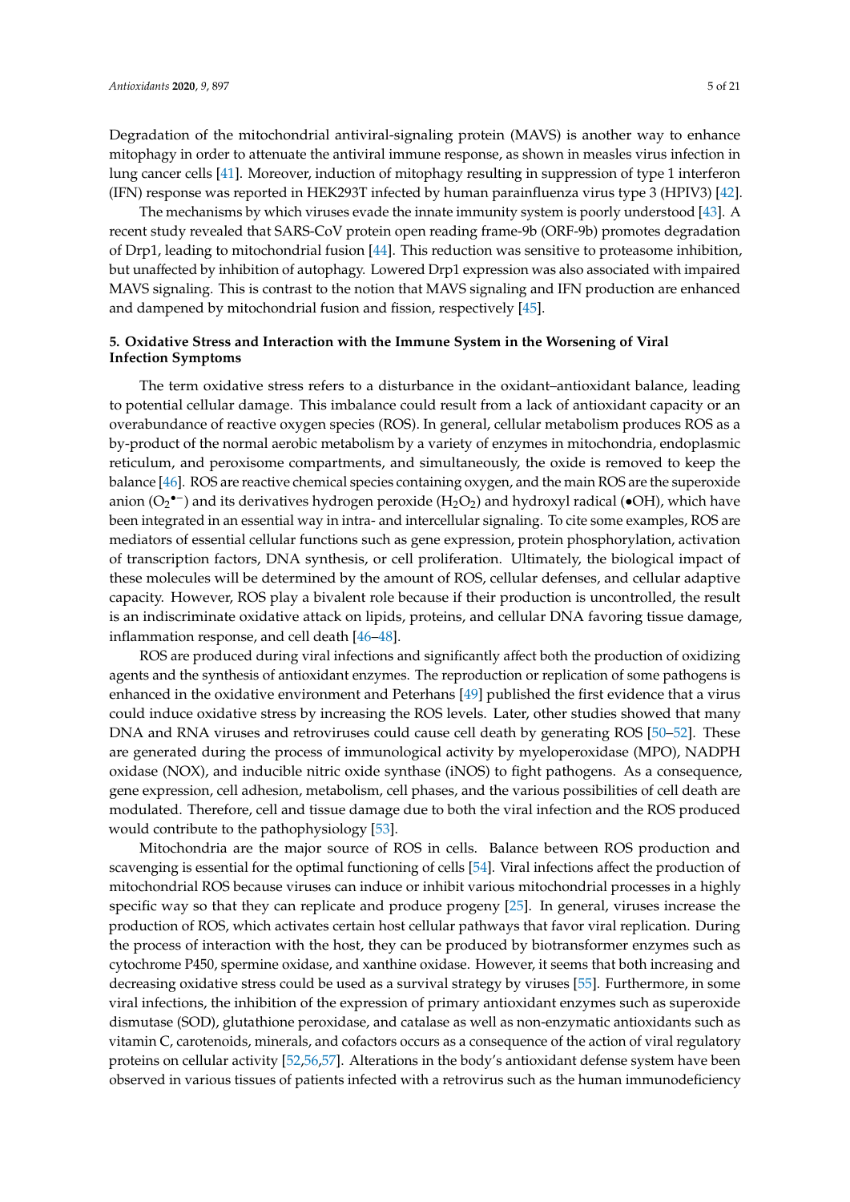Degradation of the mitochondrial antiviral-signaling protein (MAVS) is another way to enhance mitophagy in order to attenuate the antiviral immune response, as shown in measles virus infection in lung cancer cells [41]. Moreover, induction of mitophagy resulting in suppression of type 1 interferon (IFN) response was reported in HEK293T infected by human parainfluenza virus type 3 (HPIV3) [42].

The mechanisms by which viruses evade the innate immunity system is poorly understood [43]. A recent study revealed that SARS-CoV protein open reading frame-9b (ORF-9b) promotes degradation of Drp1, leading to mitochondrial fusion [44]. This reduction was sensitive to proteasome inhibition, but unaffected by inhibition of autophagy. Lowered Drp1 expression was also associated with impaired MAVS signaling. This is contrast to the notion that MAVS signaling and IFN production are enhanced and dampened by mitochondrial fusion and fission, respectively [45].

## 5. Oxidative Stress and Interaction with the Immune System in the Worsening of Viral Infection Symptoms

The term oxidative stress refers to a disturbance in the oxidant–antioxidant balance, leading to potential cellular damage. This imbalance could result from a lack of antioxidant capacity or an overabundance of reactive oxygen species (ROS). In general, cellular metabolism produces ROS as a by-product of the normal aerobic metabolism by a variety of enzymes in mitochondria, endoplasmic reticulum, and peroxisome compartments, and simultaneously, the oxide is removed to keep the balance [46]. ROS are reactive chemical species containing oxygen, and the main ROS are the superoxide anion ($O_2^{\bullet-}$) and its derivatives hydrogen peroxide ($H_2O_2$) and hydroxyl radical ($\bullet$OH), which have been integrated in an essential way in intra- and intercellular signaling. To cite some examples, ROS are mediators of essential cellular functions such as gene expression, protein phosphorylation, activation of transcription factors, DNA synthesis, or cell proliferation. Ultimately, the biological impact of these molecules will be determined by the amount of ROS, cellular defenses, and cellular adaptive capacity. However, ROS play a bivalent role because if their production is uncontrolled, the result is an indiscriminate oxidative attack on lipids, proteins, and cellular DNA favoring tissue damage, inflammation response, and cell death [46–48].

ROS are produced during viral infections and significantly affect both the production of oxidizing agents and the synthesis of antioxidant enzymes. The reproduction or replication of some pathogens is enhanced in the oxidative environment and Peterhans [49] published the first evidence that a virus could induce oxidative stress by increasing the ROS levels. Later, other studies showed that many DNA and RNA viruses and retroviruses could cause cell death by generating ROS [50–52]. These are generated during the process of immunological activity by myeloperoxidase (MPO), NADPH oxidase (NOX), and inducible nitric oxide synthase (iNOS) to fight pathogens. As a consequence, gene expression, cell adhesion, metabolism, cell phases, and the various possibilities of cell death are modulated. Therefore, cell and tissue damage due to both the viral infection and the ROS produced would contribute to the pathophysiology [53].

Mitochondria are the major source of ROS in cells. Balance between ROS production and scavenging is essential for the optimal functioning of cells [54]. Viral infections affect the production of mitochondrial ROS because viruses can induce or inhibit various mitochondrial processes in a highly specific way so that they can replicate and produce progeny [25]. In general, viruses increase the production of ROS, which activates certain host cellular pathways that favor viral replication. During the process of interaction with the host, they can be produced by biotransformer enzymes such as cytochrome P450, spermine oxidase, and xanthine oxidase. However, it seems that both increasing and decreasing oxidative stress could be used as a survival strategy by viruses [55]. Furthermore, in some viral infections, the inhibition of the expression of primary antioxidant enzymes such as superoxide dismutase (SOD), glutathione peroxidase, and catalase as well as non-enzymatic antioxidants such as vitamin C, carotenoids, minerals, and cofactors occurs as a consequence of the action of viral regulatory proteins on cellular activity [52,56,57]. Alterations in the body's antioxidant defense system have been observed in various tissues of patients infected with a retrovirus such as the human immunodeficiency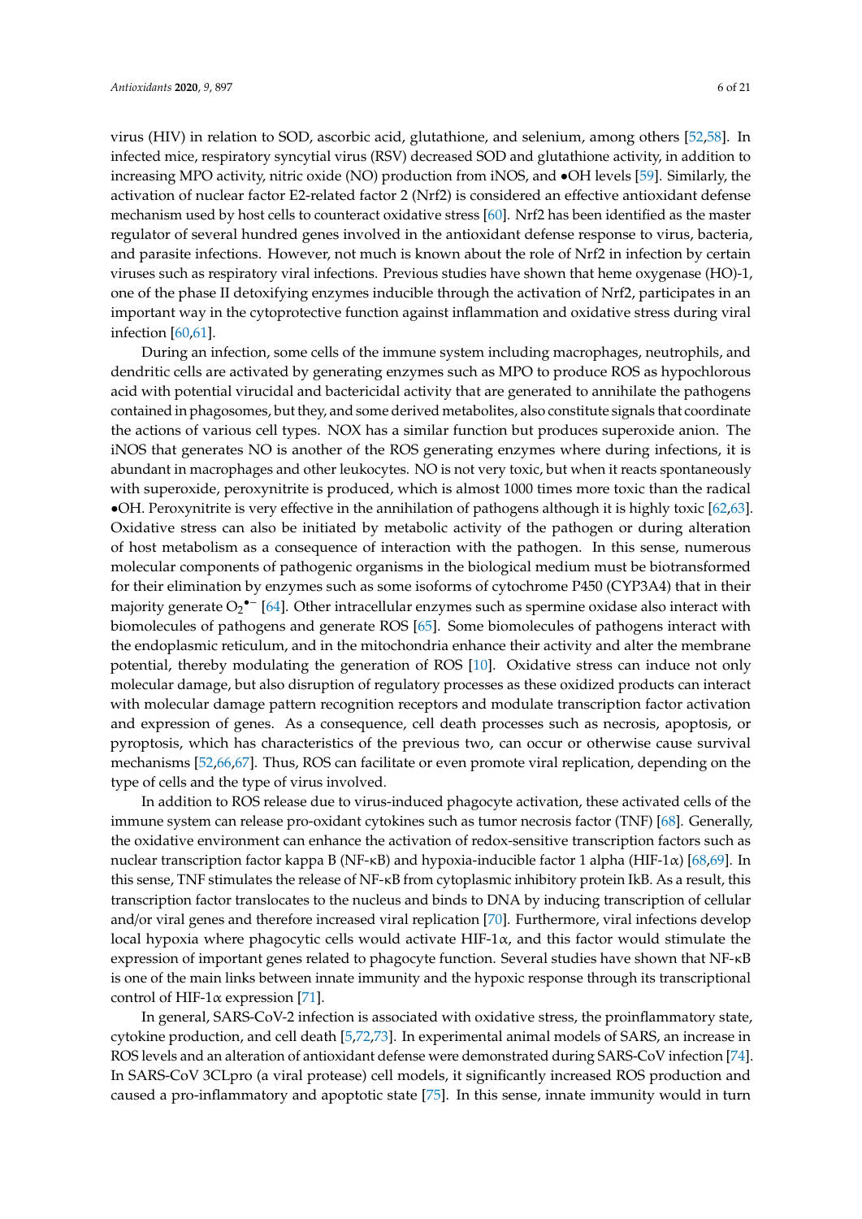virus (HIV) in relation to SOD, ascorbic acid, glutathione, and selenium, among others [52,58]. In infected mice, respiratory syncytial virus (RSV) decreased SOD and glutathione activity, in addition to increasing MPO activity, nitric oxide (NO) production from iNOS, and •OH levels [59]. Similarly, the activation of nuclear factor E2-related factor 2 (Nrf2) is considered an effective antioxidant defense mechanism used by host cells to counteract oxidative stress [60]. Nrf2 has been identified as the master regulator of several hundred genes involved in the antioxidant defense response to virus, bacteria, and parasite infections. However, not much is known about the role of Nrf2 in infection by certain viruses such as respiratory viral infections. Previous studies have shown that heme oxygenase (HO)-1, one of the phase II detoxifying enzymes inducible through the activation of Nrf2, participates in an important way in the cytoprotective function against inflammation and oxidative stress during viral infection [60,61].

During an infection, some cells of the immune system including macrophages, neutrophils, and dendritic cells are activated by generating enzymes such as MPO to produce ROS as hypochlorous acid with potential virucidal and bactericidal activity that are generated to annihilate the pathogens contained in phagosomes, but they, and some derived metabolites, also constitute signals that coordinate the actions of various cell types. NOX has a similar function but produces superoxide anion. The iNOS that generates NO is another of the ROS generating enzymes where during infections, it is abundant in macrophages and other leukocytes. NO is not very toxic, but when it reacts spontaneously with superoxide, peroxynitrite is produced, which is almost 1000 times more toxic than the radical •OH. Peroxynitrite is very effective in the annihilation of pathogens although it is highly toxic [62,63]. Oxidative stress can also be initiated by metabolic activity of the pathogen or during alteration of host metabolism as a consequence of interaction with the pathogen. In this sense, numerous molecular components of pathogenic organisms in the biological medium must be biotransformed for their elimination by enzymes such as some isoforms of cytochrome P450 (CYP3A4) that in their majority generate $O_2^{\bullet-}$ [64]. Other intracellular enzymes such as spermine oxidase also interact with biomolecules of pathogens and generate ROS [65]. Some biomolecules of pathogens interact with the endoplasmic reticulum, and in the mitochondria enhance their activity and alter the membrane potential, thereby modulating the generation of ROS [10]. Oxidative stress can induce not only molecular damage, but also disruption of regulatory processes as these oxidized products can interact with molecular damage pattern recognition receptors and modulate transcription factor activation and expression of genes. As a consequence, cell death processes such as necrosis, apoptosis, or pyroptosis, which has characteristics of the previous two, can occur or otherwise cause survival mechanisms [52,66,67]. Thus, ROS can facilitate or even promote viral replication, depending on the type of cells and the type of virus involved.

In addition to ROS release due to virus-induced phagocyte activation, these activated cells of the immune system can release pro-oxidant cytokines such as tumor necrosis factor (TNF) [68]. Generally, the oxidative environment can enhance the activation of redox-sensitive transcription factors such as nuclear transcription factor kappa B (NF-κB) and hypoxia-inducible factor 1 alpha (HIF-1α) [68,69]. In this sense, TNF stimulates the release of NF-κB from cytoplasmic inhibitory protein IkB. As a result, this transcription factor translocates to the nucleus and binds to DNA by inducing transcription of cellular and/or viral genes and therefore increased viral replication [70]. Furthermore, viral infections develop local hypoxia where phagocytic cells would activate HIF-1α, and this factor would stimulate the expression of important genes related to phagocyte function. Several studies have shown that NF-κB is one of the main links between innate immunity and the hypoxic response through its transcriptional control of HIF-1α expression [71].

In general, SARS-CoV-2 infection is associated with oxidative stress, the proinflammatory state, cytokine production, and cell death [5,72,73]. In experimental animal models of SARS, an increase in ROS levels and an alteration of antioxidant defense were demonstrated during SARS-CoV infection [74]. In SARS-CoV 3CLpro (a viral protease) cell models, it significantly increased ROS production and caused a pro-inflammatory and apoptotic state [75]. In this sense, innate immunity would in turn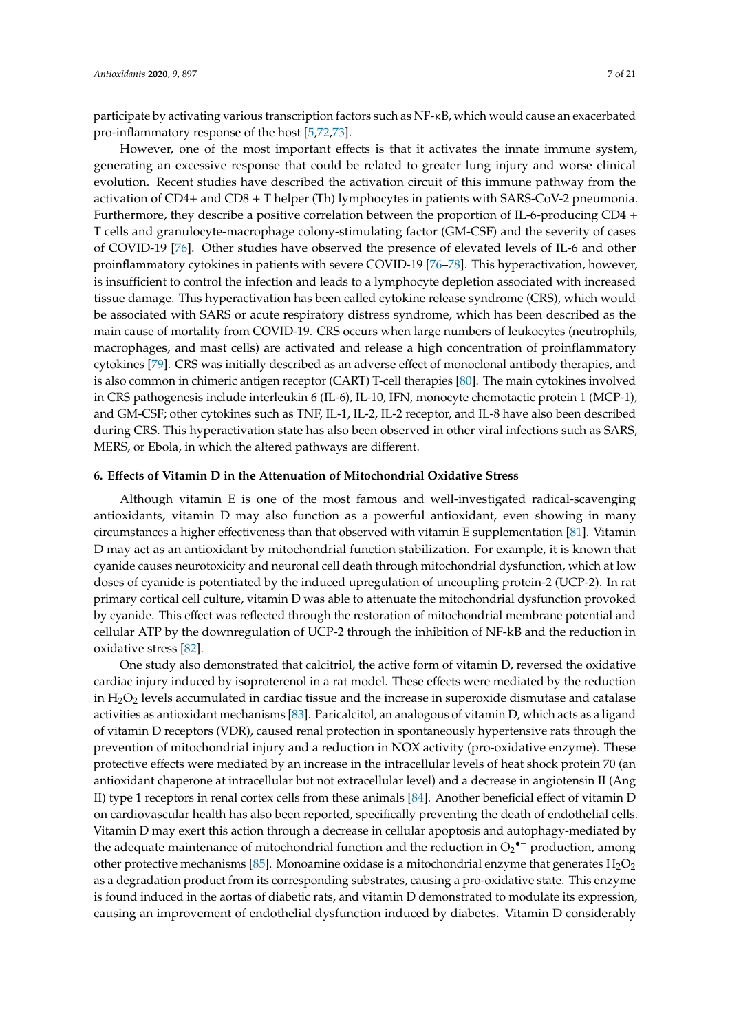participate by activating various transcription factors such as NF-κB, which would cause an exacerbated pro-inflammatory response of the host [5,72,73].

However, one of the most important effects is that it activates the innate immune system, generating an excessive response that could be related to greater lung injury and worse clinical evolution. Recent studies have described the activation circuit of this immune pathway from the activation of CD4+ and CD8 + T helper (Th) lymphocytes in patients with SARS-CoV-2 pneumonia. Furthermore, they describe a positive correlation between the proportion of IL-6-producing CD4 + T cells and granulocyte-macrophage colony-stimulating factor (GM-CSF) and the severity of cases of COVID-19 [76]. Other studies have observed the presence of elevated levels of IL-6 and other proinflammatory cytokines in patients with severe COVID-19 [76–78]. This hyperactivation, however, is insufficient to control the infection and leads to a lymphocyte depletion associated with increased tissue damage. This hyperactivation has been called cytokine release syndrome (CRS), which would be associated with SARS or acute respiratory distress syndrome, which has been described as the main cause of mortality from COVID-19. CRS occurs when large numbers of leukocytes (neutrophils, macrophages, and mast cells) are activated and release a high concentration of proinflammatory cytokines [79]. CRS was initially described as an adverse effect of monoclonal antibody therapies, and is also common in chimeric antigen receptor (CART) T-cell therapies [80]. The main cytokines involved in CRS pathogenesis include interleukin 6 (IL-6), IL-10, IFN, monocyte chemotactic protein 1 (MCP-1), and GM-CSF; other cytokines such as TNF, IL-1, IL-2, IL-2 receptor, and IL-8 have also been described during CRS. This hyperactivation state has also been observed in other viral infections such as SARS, MERS, or Ebola, in which the altered pathways are different.

## 6. Effects of Vitamin D in the Attenuation of Mitochondrial Oxidative Stress

Although vitamin E is one of the most famous and well-investigated radical-scavenging antioxidants, vitamin D may also function as a powerful antioxidant, even showing in many circumstances a higher effectiveness than that observed with vitamin E supplementation [81]. Vitamin D may act as an antioxidant by mitochondrial function stabilization. For example, it is known that cyanide causes neurotoxicity and neuronal cell death through mitochondrial dysfunction, which at low doses of cyanide is potentiated by the induced upregulation of uncoupling protein-2 (UCP-2). In rat primary cortical cell culture, vitamin D was able to attenuate the mitochondrial dysfunction provoked by cyanide. This effect was reflected through the restoration of mitochondrial membrane potential and cellular ATP by the downregulation of UCP-2 through the inhibition of NF-kB and the reduction in oxidative stress [82].

One study also demonstrated that calcitriol, the active form of vitamin D, reversed the oxidative cardiac injury induced by isoproterenol in a rat model. These effects were mediated by the reduction in $H_2O_2$ levels accumulated in cardiac tissue and the increase in superoxide dismutase and catalase activities as antioxidant mechanisms [83]. Paricalcitol, an analogous of vitamin D, which acts as a ligand of vitamin D receptors (VDR), caused renal protection in spontaneously hypertensive rats through the prevention of mitochondrial injury and a reduction in NOX activity (pro-oxidative enzyme). These protective effects were mediated by an increase in the intracellular levels of heat shock protein 70 (an antioxidant chaperone at intracellular but not extracellular level) and a decrease in angiotensin II (Ang II) type 1 receptors in renal cortex cells from these animals [84]. Another beneficial effect of vitamin D on cardiovascular health has also been reported, specifically preventing the death of endothelial cells. Vitamin D may exert this action through a decrease in cellular apoptosis and autophagy-mediated by the adequate maintenance of mitochondrial function and the reduction in $O_2^{\bullet-}$ production, among other protective mechanisms [85]. Monoamine oxidase is a mitochondrial enzyme that generates $H_2O_2$ as a degradation product from its corresponding substrates, causing a pro-oxidative state. This enzyme is found induced in the aortas of diabetic rats, and vitamin D demonstrated to modulate its expression, causing an improvement of endothelial dysfunction induced by diabetes. Vitamin D considerably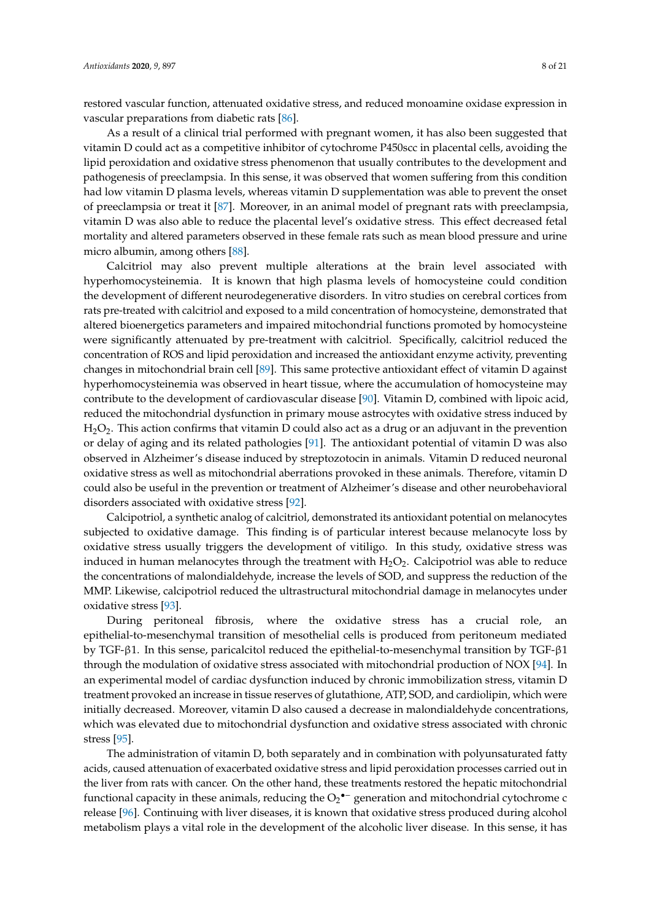restored vascular function, attenuated oxidative stress, and reduced monoamine oxidase expression in vascular preparations from diabetic rats [86].

As a result of a clinical trial performed with pregnant women, it has also been suggested that vitamin D could act as a competitive inhibitor of cytochrome P450scc in placental cells, avoiding the lipid peroxidation and oxidative stress phenomenon that usually contributes to the development and pathogenesis of preeclampsia. In this sense, it was observed that women suffering from this condition had low vitamin D plasma levels, whereas vitamin D supplementation was able to prevent the onset of preeclampsia or treat it [87]. Moreover, in an animal model of pregnant rats with preeclampsia, vitamin D was also able to reduce the placental level's oxidative stress. This effect decreased fetal mortality and altered parameters observed in these female rats such as mean blood pressure and urine micro albumin, among others [88].

Calcitriol may also prevent multiple alterations at the brain level associated with hyperhomocysteinemia. It is known that high plasma levels of homocysteine could condition the development of different neurodegenerative disorders. In vitro studies on cerebral cortices from rats pre-treated with calcitriol and exposed to a mild concentration of homocysteine, demonstrated that altered bioenergetics parameters and impaired mitochondrial functions promoted by homocysteine were significantly attenuated by pre-treatment with calcitriol. Specifically, calcitriol reduced the concentration of ROS and lipid peroxidation and increased the antioxidant enzyme activity, preventing changes in mitochondrial brain cell [89]. This same protective antioxidant effect of vitamin D against hyperhomocysteinemia was observed in heart tissue, where the accumulation of homocysteine may contribute to the development of cardiovascular disease [90]. Vitamin D, combined with lipoic acid, reduced the mitochondrial dysfunction in primary mouse astrocytes with oxidative stress induced by $H_2O_2$. This action confirms that vitamin D could also act as a drug or an adjuvant in the prevention or delay of aging and its related pathologies [91]. The antioxidant potential of vitamin D was also observed in Alzheimer's disease induced by streptozotocin in animals. Vitamin D reduced neuronal oxidative stress as well as mitochondrial aberrations provoked in these animals. Therefore, vitamin D could also be useful in the prevention or treatment of Alzheimer's disease and other neurobehavioral disorders associated with oxidative stress [92].

Calcipotriol, a synthetic analog of calcitriol, demonstrated its antioxidant potential on melanocytes subjected to oxidative damage. This finding is of particular interest because melanocyte loss by oxidative stress usually triggers the development of vitiligo. In this study, oxidative stress was induced in human melanocytes through the treatment with $H_2O_2$. Calcipotriol was able to reduce the concentrations of malondialdehyde, increase the levels of SOD, and suppress the reduction of the MMP. Likewise, calcipotriol reduced the ultrastructural mitochondrial damage in melanocytes under oxidative stress [93].

During peritoneal fibrosis, where the oxidative stress has a crucial role, an epithelial-to-mesenchymal transition of mesothelial cells is produced from peritoneum mediated by TGF-β1. In this sense, paricalcitol reduced the epithelial-to-mesenchymal transition by TGF-β1 through the modulation of oxidative stress associated with mitochondrial production of NOX [94]. In an experimental model of cardiac dysfunction induced by chronic immobilization stress, vitamin D treatment provoked an increase in tissue reserves of glutathione, ATP, SOD, and cardiolipin, which were initially decreased. Moreover, vitamin D also caused a decrease in malondialdehyde concentrations, which was elevated due to mitochondrial dysfunction and oxidative stress associated with chronic stress [95].

The administration of vitamin D, both separately and in combination with polyunsaturated fatty acids, caused attenuation of exacerbated oxidative stress and lipid peroxidation processes carried out in the liver from rats with cancer. On the other hand, these treatments restored the hepatic mitochondrial functional capacity in these animals, reducing the $O_2^{\bullet-}$ generation and mitochondrial cytochrome c release [96]. Continuing with liver diseases, it is known that oxidative stress produced during alcohol metabolism plays a vital role in the development of the alcoholic liver disease. In this sense, it has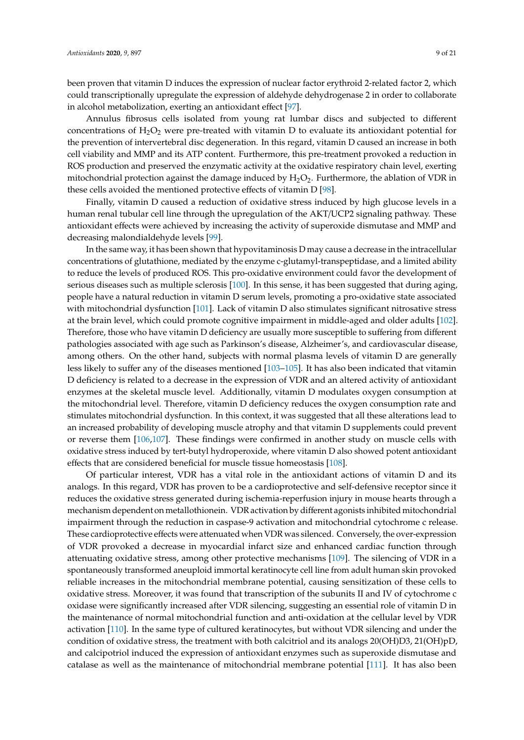been proven that vitamin D induces the expression of nuclear factor erythroid 2-related factor 2, which could transcriptionally upregulate the expression of aldehyde dehydrogenase 2 in order to collaborate in alcohol metabolization, exerting an antioxidant effect [97].

Annulus fibrosus cells isolated from young rat lumbar discs and subjected to different concentrations of $H_2O_2$ were pre-treated with vitamin D to evaluate its antioxidant potential for the prevention of intervertebral disc degeneration. In this regard, vitamin D caused an increase in both cell viability and MMP and its ATP content. Furthermore, this pre-treatment provoked a reduction in ROS production and preserved the enzymatic activity at the oxidative respiratory chain level, exerting mitochondrial protection against the damage induced by $H_2O_2$. Furthermore, the ablation of VDR in these cells avoided the mentioned protective effects of vitamin D [98].

Finally, vitamin D caused a reduction of oxidative stress induced by high glucose levels in a human renal tubular cell line through the upregulation of the AKT/UCP2 signaling pathway. These antioxidant effects were achieved by increasing the activity of superoxide dismutase and MMP and decreasing malondialdehyde levels [99].

In the same way, it has been shown that hypovitaminosis D may cause a decrease in the intracellular concentrations of glutathione, mediated by the enzyme c-glutamyl-transpeptidase, and a limited ability to reduce the levels of produced ROS. This pro-oxidative environment could favor the development of serious diseases such as multiple sclerosis [100]. In this sense, it has been suggested that during aging, people have a natural reduction in vitamin D serum levels, promoting a pro-oxidative state associated with mitochondrial dysfunction [101]. Lack of vitamin D also stimulates significant nitrosative stress at the brain level, which could promote cognitive impairment in middle-aged and older adults [102]. Therefore, those who have vitamin D deficiency are usually more susceptible to suffering from different pathologies associated with age such as Parkinson's disease, Alzheimer's, and cardiovascular disease, among others. On the other hand, subjects with normal plasma levels of vitamin D are generally less likely to suffer any of the diseases mentioned [103–105]. It has also been indicated that vitamin D deficiency is related to a decrease in the expression of VDR and an altered activity of antioxidant enzymes at the skeletal muscle level. Additionally, vitamin D modulates oxygen consumption at the mitochondrial level. Therefore, vitamin D deficiency reduces the oxygen consumption rate and stimulates mitochondrial dysfunction. In this context, it was suggested that all these alterations lead to an increased probability of developing muscle atrophy and that vitamin D supplements could prevent or reverse them [106,107]. These findings were confirmed in another study on muscle cells with oxidative stress induced by tert-butyl hydroperoxide, where vitamin D also showed potent antioxidant effects that are considered beneficial for muscle tissue homeostasis [108].

Of particular interest, VDR has a vital role in the antioxidant actions of vitamin D and its analogs. In this regard, VDR has proven to be a cardioprotective and self-defensive receptor since it reduces the oxidative stress generated during ischemia-reperfusion injury in mouse hearts through a mechanism dependent on metallothionein. VDR activation by different agonists inhibited mitochondrial impairment through the reduction in caspase-9 activation and mitochondrial cytochrome c release. These cardioprotective effects were attenuated when VDR was silenced. Conversely, the over-expression of VDR provoked a decrease in myocardial infarct size and enhanced cardiac function through attenuating oxidative stress, among other protective mechanisms [109]. The silencing of VDR in a spontaneously transformed aneuploid immortal keratinocyte cell line from adult human skin provoked reliable increases in the mitochondrial membrane potential, causing sensitization of these cells to oxidative stress. Moreover, it was found that transcription of the subunits II and IV of cytochrome c oxidase were significantly increased after VDR silencing, suggesting an essential role of vitamin D in the maintenance of normal mitochondrial function and anti-oxidation at the cellular level by VDR activation [110]. In the same type of cultured keratinocytes, but without VDR silencing and under the condition of oxidative stress, the treatment with both calcitriol and its analogs 20(OH)D3, 21(OH)pD, and calcipotriol induced the expression of antioxidant enzymes such as superoxide dismutase and catalase as well as the maintenance of mitochondrial membrane potential [111]. It has also been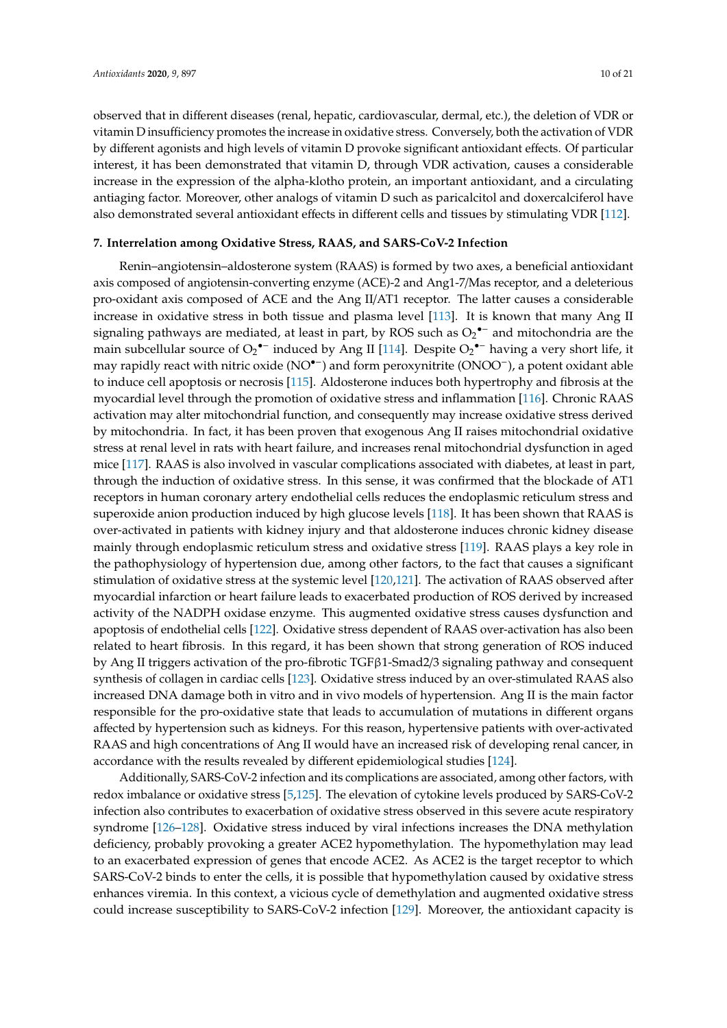observed that in different diseases (renal, hepatic, cardiovascular, dermal, etc.), the deletion of VDR or vitamin D insufficiency promotes the increase in oxidative stress. Conversely, both the activation of VDR by different agonists and high levels of vitamin D provoke significant antioxidant effects. Of particular interest, it has been demonstrated that vitamin D, through VDR activation, causes a considerable increase in the expression of the alpha-klotho protein, an important antioxidant, and a circulating antiaging factor. Moreover, other analogs of vitamin D such as paricalcitol and doxercalciferol have also demonstrated several antioxidant effects in different cells and tissues by stimulating VDR [112].

## 7. Interrelation among Oxidative Stress, RAAS, and SARS-CoV-2 Infection

Renin–angiotensin–aldosterone system (RAAS) is formed by two axes, a beneficial antioxidant axis composed of angiotensin-converting enzyme (ACE)-2 and Ang1-7/Mas receptor, and a deleterious pro-oxidant axis composed of ACE and the Ang II/AT1 receptor. The latter causes a considerable increase in oxidative stress in both tissue and plasma level [113]. It is known that many Ang II signaling pathways are mediated, at least in part, by ROS such as $O_2^{\bullet-}$ and mitochondria are the main subcellular source of $O_2^{\bullet-}$ induced by Ang II [114]. Despite $O_2^{\bullet-}$ having a very short life, it may rapidly react with nitric oxide ($NO^{\bullet-}$) and form peroxynitrite ($ONOO^-$), a potent oxidant able to induce cell apoptosis or necrosis [115]. Aldosterone induces both hypertrophy and fibrosis at the myocardial level through the promotion of oxidative stress and inflammation [116]. Chronic RAAS activation may alter mitochondrial function, and consequently may increase oxidative stress derived by mitochondria. In fact, it has been proven that exogenous Ang II raises mitochondrial oxidative stress at renal level in rats with heart failure, and increases renal mitochondrial dysfunction in aged mice [117]. RAAS is also involved in vascular complications associated with diabetes, at least in part, through the induction of oxidative stress. In this sense, it was confirmed that the blockade of AT1 receptors in human coronary artery endothelial cells reduces the endoplasmic reticulum stress and superoxide anion production induced by high glucose levels [118]. It has been shown that RAAS is over-activated in patients with kidney injury and that aldosterone induces chronic kidney disease mainly through endoplasmic reticulum stress and oxidative stress [119]. RAAS plays a key role in the pathophysiology of hypertension due, among other factors, to the fact that causes a significant stimulation of oxidative stress at the systemic level [120,121]. The activation of RAAS observed after myocardial infarction or heart failure leads to exacerbated production of ROS derived by increased activity of the NADPH oxidase enzyme. This augmented oxidative stress causes dysfunction and apoptosis of endothelial cells [122]. Oxidative stress dependent of RAAS over-activation has also been related to heart fibrosis. In this regard, it has been shown that strong generation of ROS induced by Ang II triggers activation of the pro-fibrotic TGFβ1-Smad2/3 signaling pathway and consequent synthesis of collagen in cardiac cells [123]. Oxidative stress induced by an over-stimulated RAAS also increased DNA damage both in vitro and in vivo models of hypertension. Ang II is the main factor responsible for the pro-oxidative state that leads to accumulation of mutations in different organs affected by hypertension such as kidneys. For this reason, hypertensive patients with over-activated RAAS and high concentrations of Ang II would have an increased risk of developing renal cancer, in accordance with the results revealed by different epidemiological studies [124].

Additionally, SARS-CoV-2 infection and its complications are associated, among other factors, with redox imbalance or oxidative stress [5,125]. The elevation of cytokine levels produced by SARS-CoV-2 infection also contributes to exacerbation of oxidative stress observed in this severe acute respiratory syndrome [126–128]. Oxidative stress induced by viral infections increases the DNA methylation deficiency, probably provoking a greater ACE2 hypomethylation. The hypomethylation may lead to an exacerbated expression of genes that encode ACE2. As ACE2 is the target receptor to which SARS-CoV-2 binds to enter the cells, it is possible that hypomethylation caused by oxidative stress enhances viremia. In this context, a vicious cycle of demethylation and augmented oxidative stress could increase susceptibility to SARS-CoV-2 infection [129]. Moreover, the antioxidant capacity is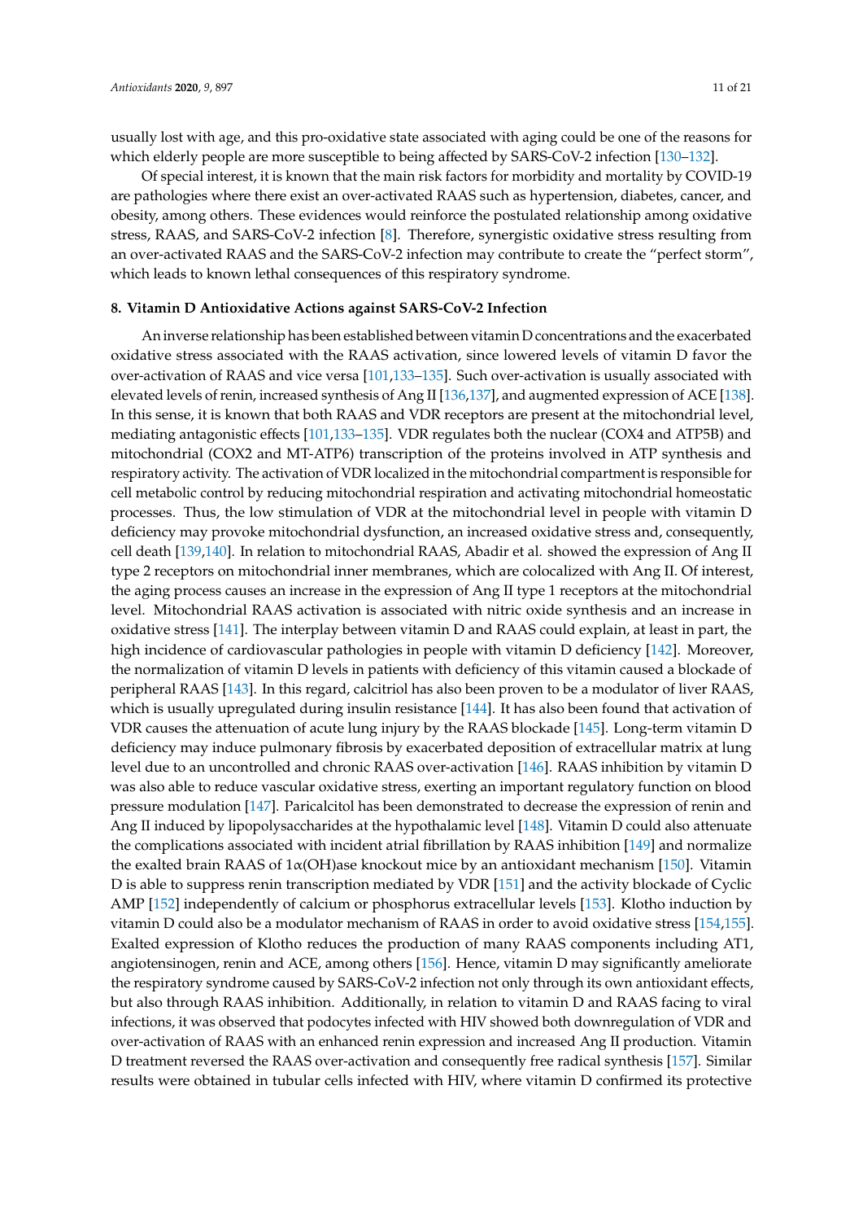usually lost with age, and this pro-oxidative state associated with aging could be one of the reasons for which elderly people are more susceptible to being affected by SARS-CoV-2 infection [130–132].

Of special interest, it is known that the main risk factors for morbidity and mortality by COVID-19 are pathologies where there exist an over-activated RAAS such as hypertension, diabetes, cancer, and obesity, among others. These evidences would reinforce the postulated relationship among oxidative stress, RAAS, and SARS-CoV-2 infection [8]. Therefore, synergistic oxidative stress resulting from an over-activated RAAS and the SARS-CoV-2 infection may contribute to create the "perfect storm", which leads to known lethal consequences of this respiratory syndrome.

## 8. Vitamin D Antioxidative Actions against SARS-CoV-2 Infection

An inverse relationship has been established between vitamin D concentrations and the exacerbated oxidative stress associated with the RAAS activation, since lowered levels of vitamin D favor the over-activation of RAAS and vice versa [101,133–135]. Such over-activation is usually associated with elevated levels of renin, increased synthesis of Ang II [136,137], and augmented expression of ACE [138]. In this sense, it is known that both RAAS and VDR receptors are present at the mitochondrial level, mediating antagonistic effects [101,133–135]. VDR regulates both the nuclear (COX4 and ATP5B) and mitochondrial (COX2 and MT-ATP6) transcription of the proteins involved in ATP synthesis and respiratory activity. The activation of VDR localized in the mitochondrial compartment is responsible for cell metabolic control by reducing mitochondrial respiration and activating mitochondrial homeostatic processes. Thus, the low stimulation of VDR at the mitochondrial level in people with vitamin D deficiency may provoke mitochondrial dysfunction, an increased oxidative stress and, consequently, cell death [139,140]. In relation to mitochondrial RAAS, Abadir et al. showed the expression of Ang II type 2 receptors on mitochondrial inner membranes, which are colocalized with Ang II. Of interest, the aging process causes an increase in the expression of Ang II type 1 receptors at the mitochondrial level. Mitochondrial RAAS activation is associated with nitric oxide synthesis and an increase in oxidative stress [141]. The interplay between vitamin D and RAAS could explain, at least in part, the high incidence of cardiovascular pathologies in people with vitamin D deficiency [142]. Moreover, the normalization of vitamin D levels in patients with deficiency of this vitamin caused a blockade of peripheral RAAS [143]. In this regard, calcitriol has also been proven to be a modulator of liver RAAS, which is usually upregulated during insulin resistance [144]. It has also been found that activation of VDR causes the attenuation of acute lung injury by the RAAS blockade [145]. Long-term vitamin D deficiency may induce pulmonary fibrosis by exacerbated deposition of extracellular matrix at lung level due to an uncontrolled and chronic RAAS over-activation [146]. RAAS inhibition by vitamin D was also able to reduce vascular oxidative stress, exerting an important regulatory function on blood pressure modulation [147]. Paricalcitol has been demonstrated to decrease the expression of renin and Ang II induced by lipopolysaccharides at the hypothalamic level [148]. Vitamin D could also attenuate the complications associated with incident atrial fibrillation by RAAS inhibition [149] and normalize the exalted brain RAAS of 1α(OH)ase knockout mice by an antioxidant mechanism [150]. Vitamin D is able to suppress renin transcription mediated by VDR [151] and the activity blockade of Cyclic AMP [152] independently of calcium or phosphorus extracellular levels [153]. Klotho induction by vitamin D could also be a modulator mechanism of RAAS in order to avoid oxidative stress [154,155]. Exalted expression of Klotho reduces the production of many RAAS components including AT1, angiotensinogen, renin and ACE, among others [156]. Hence, vitamin D may significantly ameliorate the respiratory syndrome caused by SARS-CoV-2 infection not only through its own antioxidant effects, but also through RAAS inhibition. Additionally, in relation to vitamin D and RAAS facing to viral infections, it was observed that podocytes infected with HIV showed both downregulation of VDR and over-activation of RAAS with an enhanced renin expression and increased Ang II production. Vitamin D treatment reversed the RAAS over-activation and consequently free radical synthesis [157]. Similar results were obtained in tubular cells infected with HIV, where vitamin D confirmed its protective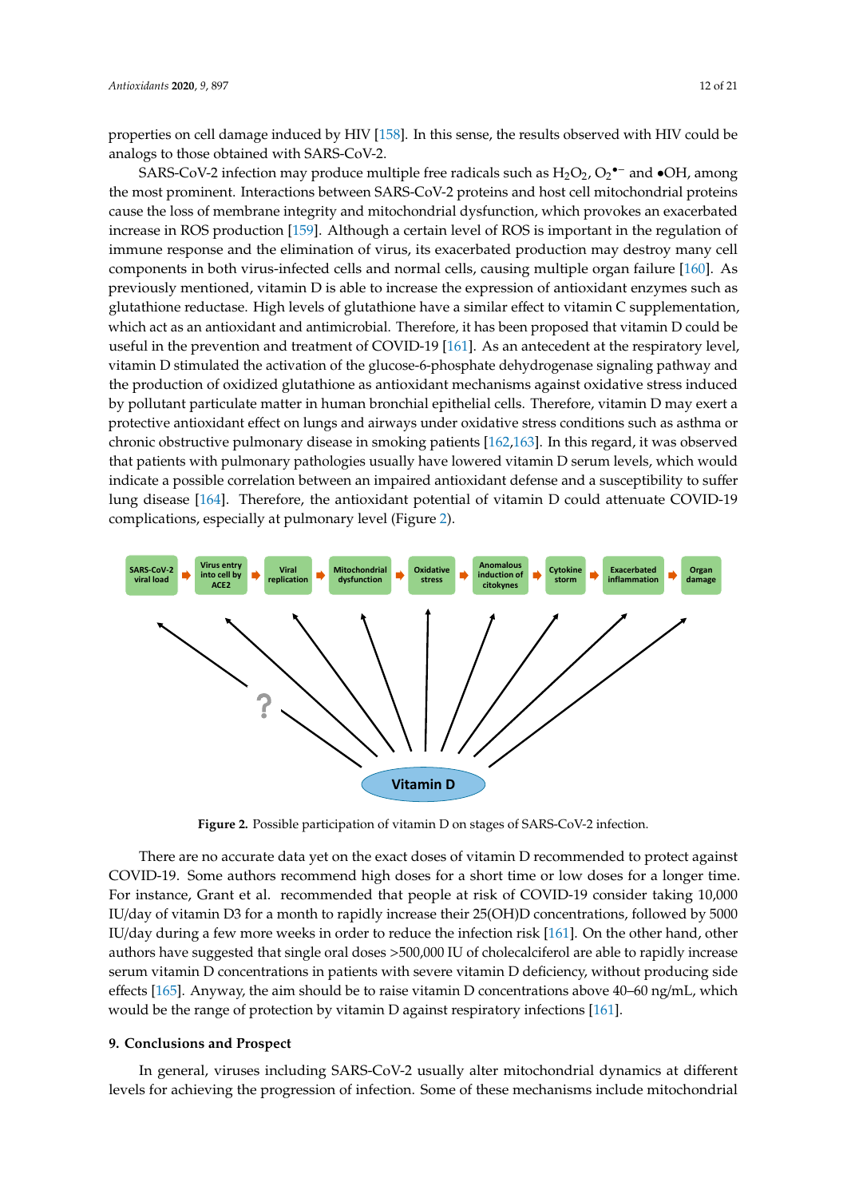properties on cell damage induced by HIV [158]. In this sense, the results observed with HIV could be analogs to those obtained with SARS-CoV-2.

SARS-CoV-2 infection may produce multiple free radicals such as $H_2O_2$, $O_2^{\bullet-}$ and •OH, among the most prominent. Interactions between SARS-CoV-2 proteins and host cell mitochondrial proteins cause the loss of membrane integrity and mitochondrial dysfunction, which provokes an exacerbated increase in ROS production [159]. Although a certain level of ROS is important in the regulation of immune response and the elimination of virus, its exacerbated production may destroy many cell components in both virus-infected cells and normal cells, causing multiple organ failure [160]. As previously mentioned, vitamin D is able to increase the expression of antioxidant enzymes such as glutathione reductase. High levels of glutathione have a similar effect to vitamin C supplementation, which act as an antioxidant and antimicrobial. Therefore, it has been proposed that vitamin D could be useful in the prevention and treatment of COVID-19 [161]. As an antecedent at the respiratory level, vitamin D stimulated the activation of the glucose-6-phosphate dehydrogenase signaling pathway and the production of oxidized glutathione as antioxidant mechanisms against oxidative stress induced by pollutant particulate matter in human bronchial epithelial cells. Therefore, vitamin D may exert a protective antioxidant effect on lungs and airways under oxidative stress conditions such as asthma or chronic obstructive pulmonary disease in smoking patients [162,163]. In this regard, it was observed that patients with pulmonary pathologies usually have lowered vitamin D serum levels, which would indicate a possible correlation between an impaired antioxidant defense and a susceptibility to suffer lung disease [164]. Therefore, the antioxidant potential of vitamin D could attenuate COVID-19 complications, especially at pulmonary level (Figure 2).

**Figure 2.** Possible participation of vitamin D on stages of SARS-CoV-2 infection.

There are no accurate data yet on the exact doses of vitamin D recommended to protect against COVID-19. Some authors recommend high doses for a short time or low doses for a longer time. For instance, Grant et al. recommended that people at risk of COVID-19 consider taking 10,000 IU/day of vitamin D3 for a month to rapidly increase their 25(OH)D concentrations, followed by 5000 IU/day during a few more weeks in order to reduce the infection risk [161]. On the other hand, other authors have suggested that single oral doses >500,000 IU of cholecalciferol are able to rapidly increase serum vitamin D concentrations in patients with severe vitamin D deficiency, without producing side effects [165]. Anyway, the aim should be to raise vitamin D concentrations above 40–60 ng/mL, which would be the range of protection by vitamin D against respiratory infections [161].

## 9. Conclusions and Prospect

In general, viruses including SARS-CoV-2 usually alter mitochondrial dynamics at different levels for achieving the progression of infection. Some of these mechanisms include mitochondrial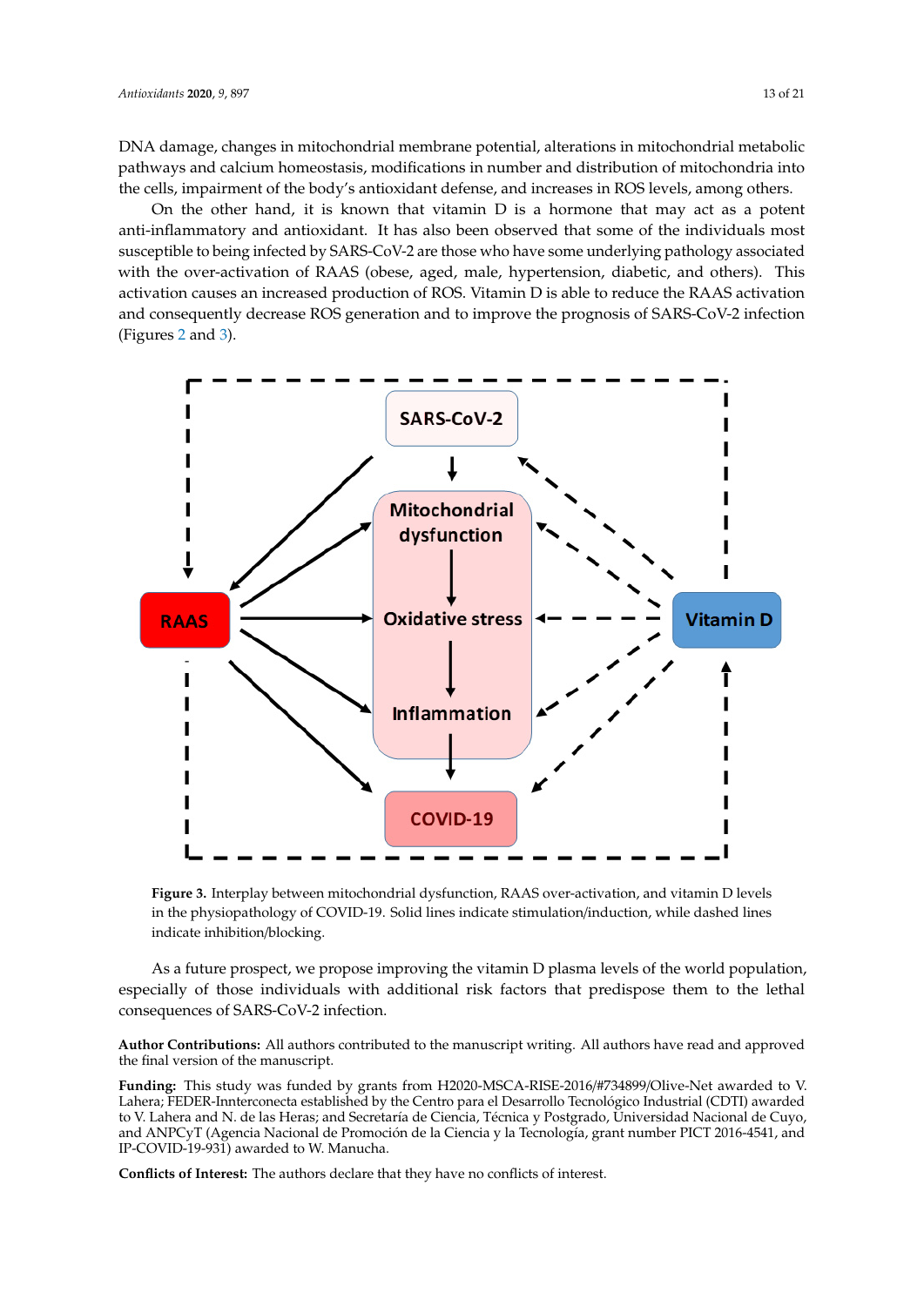DNA damage, changes in mitochondrial membrane potential, alterations in mitochondrial metabolic pathways and calcium homeostasis, modifications in number and distribution of mitochondria into the cells, impairment of the body's antioxidant defense, and increases in ROS levels, among others.

On the other hand, it is known that vitamin D is a hormone that may act as a potent anti-inflammatory and antioxidant. It has also been observed that some of the individuals most susceptible to being infected by SARS-CoV-2 are those who have some underlying pathology associated with the over-activation of RAAS (obese, aged, male, hypertension, diabetic, and others). This activation causes an increased production of ROS. Vitamin D is able to reduce the RAAS activation and consequently decrease ROS generation and to improve the prognosis of SARS-CoV-2 infection (Figures 2 and 3).

**Figure 3.** Interplay between mitochondrial dysfunction, RAAS over-activation, and vitamin D levels in the physiopathology of COVID-19. Solid lines indicate stimulation/induction, while dashed lines indicate inhibition/blocking.

As a future prospect, we propose improving the vitamin D plasma levels of the world population, especially of those individuals with additional risk factors that predispose them to the lethal consequences of SARS-CoV-2 infection.

**Author Contributions:** All authors contributed to the manuscript writing. All authors have read and approved the final version of the manuscript.

**Funding:** This study was funded by grants from H2020-MSCA-RISE-2016/#734899/Olive-Net awarded to V. Lahera; FEDER-Innterconecta established by the Centro para el Desarrollo Tecnológico Industrial (CDTI) awarded to V. Lahera and N. de las Heras; and Secretaría de Ciencia, Técnica y Postgrado, Universidad Nacional de Cuyo, and ANPCyT (Agencia Nacional de Promoción de la Ciencia y la Tecnología, grant number PICT 2016-4541, and IP-COVID-19-931) awarded to W. Manucha.

**Conflicts of Interest:** The authors declare that they have no conflicts of interest.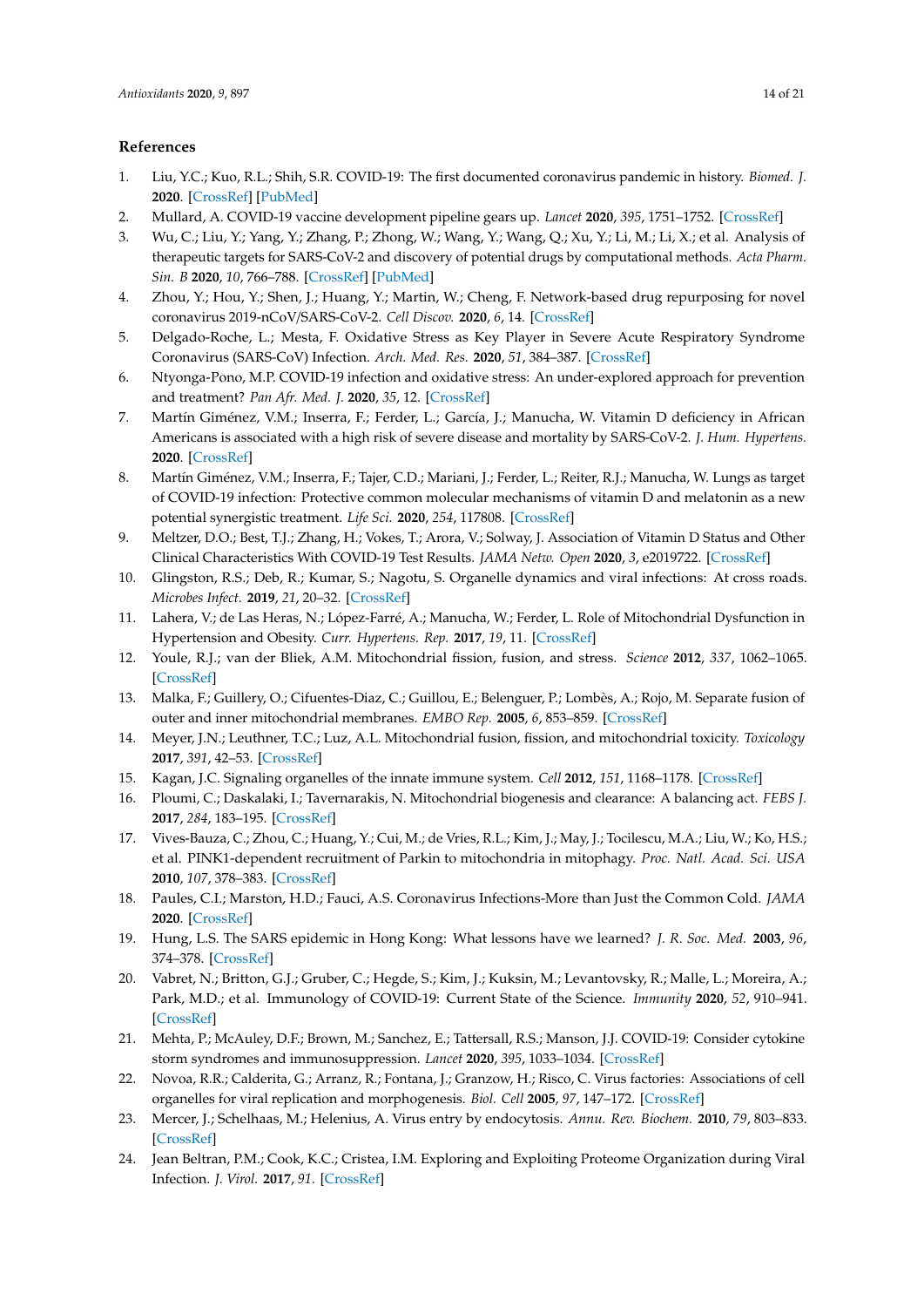## References

1. Liu, Y.C.; Kuo, R.L.; Shih, S.R. COVID-19: The first documented coronavirus pandemic in history. *Biomed. J.* **2020**. [CrossRef] [PubMed]
2. Mullard, A. COVID-19 vaccine development pipeline gears up. *Lancet* **2020**, *395*, 1751–1752. [CrossRef]
3. Wu, C.; Liu, Y.; Yang, Y.; Zhang, P.; Zhong, W.; Wang, Y.; Wang, Q.; Xu, Y.; Li, M.; Li, X.; et al. Analysis of therapeutic targets for SARS-CoV-2 and discovery of potential drugs by computational methods. *Acta Pharm. Sin. B* **2020**, *10*, 766–788. [CrossRef] [PubMed]
4. Zhou, Y.; Hou, Y.; Shen, J.; Huang, Y.; Martin, W.; Cheng, F. Network-based drug repurposing for novel coronavirus 2019-nCoV/SARS-CoV-2. *Cell Discov.* **2020**, *6*, 14. [CrossRef]
5. Delgado-Roche, L.; Mesta, F. Oxidative Stress as Key Player in Severe Acute Respiratory Syndrome Coronavirus (SARS-CoV) Infection. *Arch. Med. Res.* **2020**, *51*, 384–387. [CrossRef]
6. Ntyonga-Pono, M.P. COVID-19 infection and oxidative stress: An under-explored approach for prevention and treatment? *Pan Afr. Med. J.* **2020**, *35*, 12. [CrossRef]
7. Martín Giménez, V.M.; Inserra, F.; Ferder, L.; García, J.; Manucha, W. Vitamin D deficiency in African Americans is associated with a high risk of severe disease and mortality by SARS-CoV-2. *J. Hum. Hypertens.* **2020**. [CrossRef]
8. Martín Giménez, V.M.; Inserra, F.; Tajer, C.D.; Mariani, J.; Ferder, L.; Reiter, R.J.; Manucha, W. Lungs as target of COVID-19 infection: Protective common molecular mechanisms of vitamin D and melatonin as a new potential synergistic treatment. *Life Sci.* **2020**, *254*, 117808. [CrossRef]
9. Meltzer, D.O.; Best, T.J.; Zhang, H.; Vokes, T.; Arora, V.; Solway, J. Association of Vitamin D Status and Other Clinical Characteristics With COVID-19 Test Results. *JAMA Netw. Open* **2020**, *3*, e2019722. [CrossRef]
10. Glingston, R.S.; Deb, R.; Kumar, S.; Nagotu, S. Organelle dynamics and viral infections: At cross roads. *Microbes Infect.* **2019**, *21*, 20–32. [CrossRef]
11. Lahera, V.; de Las Heras, N.; López-Farré, A.; Manucha, W.; Ferder, L. Role of Mitochondrial Dysfunction in Hypertension and Obesity. *Curr. Hypertens. Rep.* **2017**, *19*, 11. [CrossRef]
12. Youle, R.J.; van der Bliek, A.M. Mitochondrial fission, fusion, and stress. *Science* **2012**, *337*, 1062–1065. [CrossRef]
13. Malka, F.; Guillery, O.; Cifuentes-Diaz, C.; Guillou, E.; Belenguer, P.; Lombès, A.; Rojo, M. Separate fusion of outer and inner mitochondrial membranes. *EMBO Rep.* **2005**, *6*, 853–859. [CrossRef]
14. Meyer, J.N.; Leuthner, T.C.; Luz, A.L. Mitochondrial fusion, fission, and mitochondrial toxicity. *Toxicology* **2017**, *391*, 42–53. [CrossRef]
15. Kagan, J.C. Signaling organelles of the innate immune system. *Cell* **2012**, *151*, 1168–1178. [CrossRef]
16. Ploumi, C.; Daskalaki, I.; Tavernarakis, N. Mitochondrial biogenesis and clearance: A balancing act. *FEBS J.* **2017**, *284*, 183–195. [CrossRef]
17. Vives-Bauza, C.; Zhou, C.; Huang, Y.; Cui, M.; de Vries, R.L.; Kim, J.; May, J.; Tocilescu, M.A.; Liu, W.; Ko, H.S.; et al. PINK1-dependent recruitment of Parkin to mitochondria in mitophagy. *Proc. Natl. Acad. Sci. USA* **2010**, *107*, 378–383. [CrossRef]
18. Paules, C.I.; Marston, H.D.; Fauci, A.S. Coronavirus Infections-More than Just the Common Cold. *JAMA* **2020**. [CrossRef]
19. Hung, L.S. The SARS epidemic in Hong Kong: What lessons have we learned? *J. R. Soc. Med.* **2003**, *96*, 374–378. [CrossRef]
20. Vabret, N.; Britton, G.J.; Gruber, C.; Hegde, S.; Kim, J.; Kuksin, M.; Levantovsky, R.; Malle, L.; Moreira, A.; Park, M.D.; et al. Immunology of COVID-19: Current State of the Science. *Immunity* **2020**, *52*, 910–941. [CrossRef]
21. Mehta, P.; McAuley, D.F.; Brown, M.; Sanchez, E.; Tattersall, R.S.; Manson, J.J. COVID-19: Consider cytokine storm syndromes and immunosuppression. *Lancet* **2020**, *395*, 1033–1034. [CrossRef]
22. Novoa, R.R.; Calderita, G.; Arranz, R.; Fontana, J.; Granzow, H.; Risco, C. Virus factories: Associations of cell organelles for viral replication and morphogenesis. *Biol. Cell* **2005**, *97*, 147–172. [CrossRef]
23. Mercer, J.; Schelhaas, M.; Helenius, A. Virus entry by endocytosis. *Annu. Rev. Biochem.* **2010**, *79*, 803–833. [CrossRef]
24. Jean Beltran, P.M.; Cook, K.C.; Cristea, I.M. Exploring and Exploiting Proteome Organization during Viral Infection. *J. Virol.* **2017**, *91*. [CrossRef]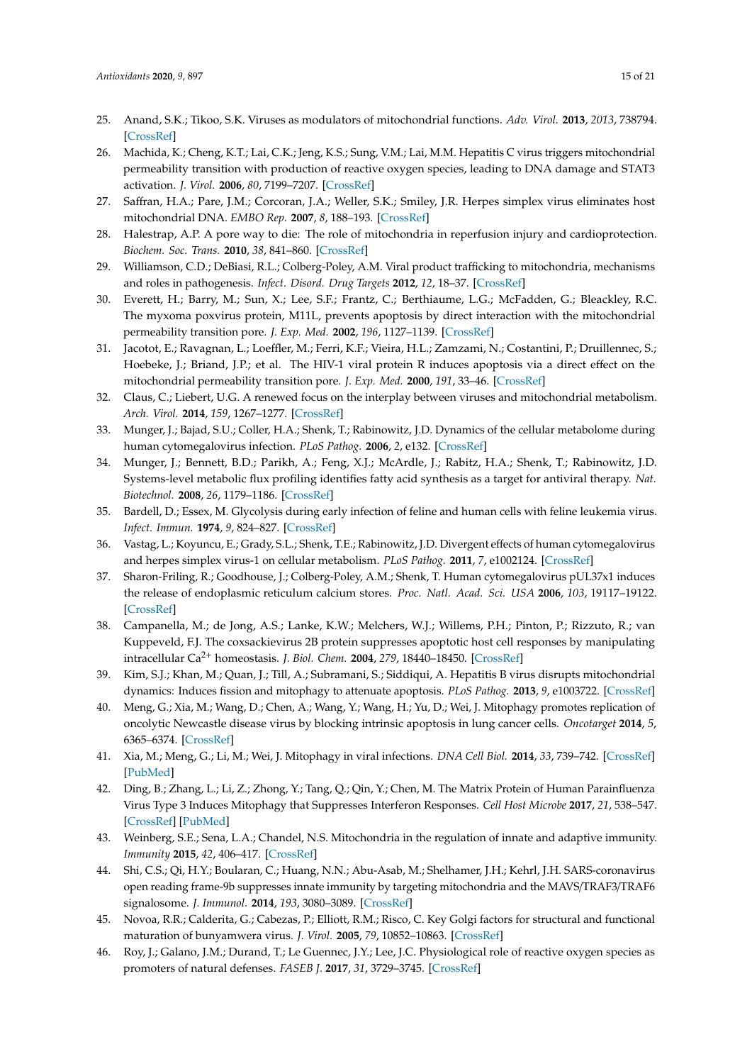25. Anand, S.K.; Tikoo, S.K. Viruses as modulators of mitochondrial functions. *Adv. Virol.* **2013**, *2013*, 738794. [CrossRef]
26. Machida, K.; Cheng, K.T.; Lai, C.K.; Jeng, K.S.; Sung, V.M.; Lai, M.M. Hepatitis C virus triggers mitochondrial permeability transition with production of reactive oxygen species, leading to DNA damage and STAT3 activation. *J. Virol.* **2006**, *80*, 7199–7207. [CrossRef]
27. Saffran, H.A.; Pare, J.M.; Corcoran, J.A.; Weller, S.K.; Smiley, J.R. Herpes simplex virus eliminates host mitochondrial DNA. *EMBO Rep.* **2007**, *8*, 188–193. [CrossRef]
28. Halestrap, A.P. A pore way to die: The role of mitochondria in reperfusion injury and cardioprotection. *Biochem. Soc. Trans.* **2010**, *38*, 841–860. [CrossRef]
29. Williamson, C.D.; DeBiasi, R.L.; Colberg-Poley, A.M. Viral product trafficking to mitochondria, mechanisms and roles in pathogenesis. *Infect. Disord. Drug Targets* **2012**, *12*, 18–37. [CrossRef]
30. Everett, H.; Barry, M.; Sun, X.; Lee, S.F.; Frantz, C.; Berthiaume, L.G.; McFadden, G.; Bleackley, R.C. The myxoma poxvirus protein, M11L, prevents apoptosis by direct interaction with the mitochondrial permeability transition pore. *J. Exp. Med.* **2002**, *196*, 1127–1139. [CrossRef]
31. Jacotot, E.; Ravagnan, L.; Loeffler, M.; Ferri, K.F.; Vieira, H.L.; Zamzami, N.; Costantini, P.; Druillennec, S.; Hoebeke, J.; Briand, J.P.; et al. The HIV-1 viral protein R induces apoptosis via a direct effect on the mitochondrial permeability transition pore. *J. Exp. Med.* **2000**, *191*, 33–46. [CrossRef]
32. Claus, C.; Liebert, U.G. A renewed focus on the interplay between viruses and mitochondrial metabolism. *Arch. Virol.* **2014**, *159*, 1267–1277. [CrossRef]
33. Munger, J.; Bajad, S.U.; Coller, H.A.; Shenk, T.; Rabinowitz, J.D. Dynamics of the cellular metabolome during human cytomegalovirus infection. *PLoS Pathog.* **2006**, *2*, e132. [CrossRef]
34. Munger, J.; Bennett, B.D.; Parikh, A.; Feng, X.J.; McArdle, J.; Rabitz, H.A.; Shenk, T.; Rabinowitz, J.D. Systems-level metabolic flux profiling identifies fatty acid synthesis as a target for antiviral therapy. *Nat. Biotechnol.* **2008**, *26*, 1179–1186. [CrossRef]
35. Bardell, D.; Essex, M. Glycolysis during early infection of feline and human cells with feline leukemia virus. *Infect. Immun.* **1974**, *9*, 824–827. [CrossRef]
36. Vastag, L.; Koyuncu, E.; Grady, S.L.; Shenk, T.E.; Rabinowitz, J.D. Divergent effects of human cytomegalovirus and herpes simplex virus-1 on cellular metabolism. *PLoS Pathog.* **2011**, *7*, e1002124. [CrossRef]
37. Sharon-Friling, R.; Goodhouse, J.; Colberg-Poley, A.M.; Shenk, T. Human cytomegalovirus pUL37x1 induces the release of endoplasmic reticulum calcium stores. *Proc. Natl. Acad. Sci. USA* **2006**, *103*, 19117–19122. [CrossRef]
38. Campanella, M.; de Jong, A.S.; Lanke, K.W.; Melchers, W.J.; Willems, P.H.; Pinton, P.; Rizzuto, R.; van Kuppeveld, F.J. The coxsackievirus 2B protein suppresses apoptotic host cell responses by manipulating intracellular $Ca^{2+}$ homeostasis. *J. Biol. Chem.* **2004**, *279*, 18440–18450. [CrossRef]
39. Kim, S.J.; Khan, M.; Quan, J.; Till, A.; Subramani, S.; Siddiqui, A. Hepatitis B virus disrupts mitochondrial dynamics: Induces fission and mitophagy to attenuate apoptosis. *PLoS Pathog.* **2013**, *9*, e1003722. [CrossRef]
40. Meng, G.; Xia, M.; Wang, D.; Chen, A.; Wang, Y.; Wang, H.; Yu, D.; Wei, J. Mitophagy promotes replication of oncolytic Newcastle disease virus by blocking intrinsic apoptosis in lung cancer cells. *Oncotarget* **2014**, *5*, 6365–6374. [CrossRef]
41. Xia, M.; Meng, G.; Li, M.; Wei, J. Mitophagy in viral infections. *DNA Cell Biol.* **2014**, *33*, 739–742. [CrossRef] [PubMed]
42. Ding, B.; Zhang, L.; Li, Z.; Zhong, Y.; Tang, Q.; Qin, Y.; Chen, M. The Matrix Protein of Human Parainfluenza Virus Type 3 Induces Mitophagy that Suppresses Interferon Responses. *Cell Host Microbe* **2017**, *21*, 538–547. [CrossRef] [PubMed]
43. Weinberg, S.E.; Sena, L.A.; Chandel, N.S. Mitochondria in the regulation of innate and adaptive immunity. *Immunity* **2015**, *42*, 406–417. [CrossRef]
44. Shi, C.S.; Qi, H.Y.; Boularan, C.; Huang, N.N.; Abu-Asab, M.; Shelhamer, J.H.; Kehrl, J.H. SARS-coronavirus open reading frame-9b suppresses innate immunity by targeting mitochondria and the MAVS/TRAF3/TRAF6 signalosome. *J. Immunol.* **2014**, *193*, 3080–3089. [CrossRef]
45. Novoa, R.R.; Calderita, G.; Cabezas, P.; Elliott, R.M.; Risco, C. Key Golgi factors for structural and functional maturation of bunyamwera virus. *J. Virol.* **2005**, *79*, 10852–10863. [CrossRef]
46. Roy, J.; Galano, J.M.; Durand, T.; Le Guennec, J.Y.; Lee, J.C. Physiological role of reactive oxygen species as promoters of natural defenses. *FASEB J.* **2017**, *31*, 3729–3745. [CrossRef]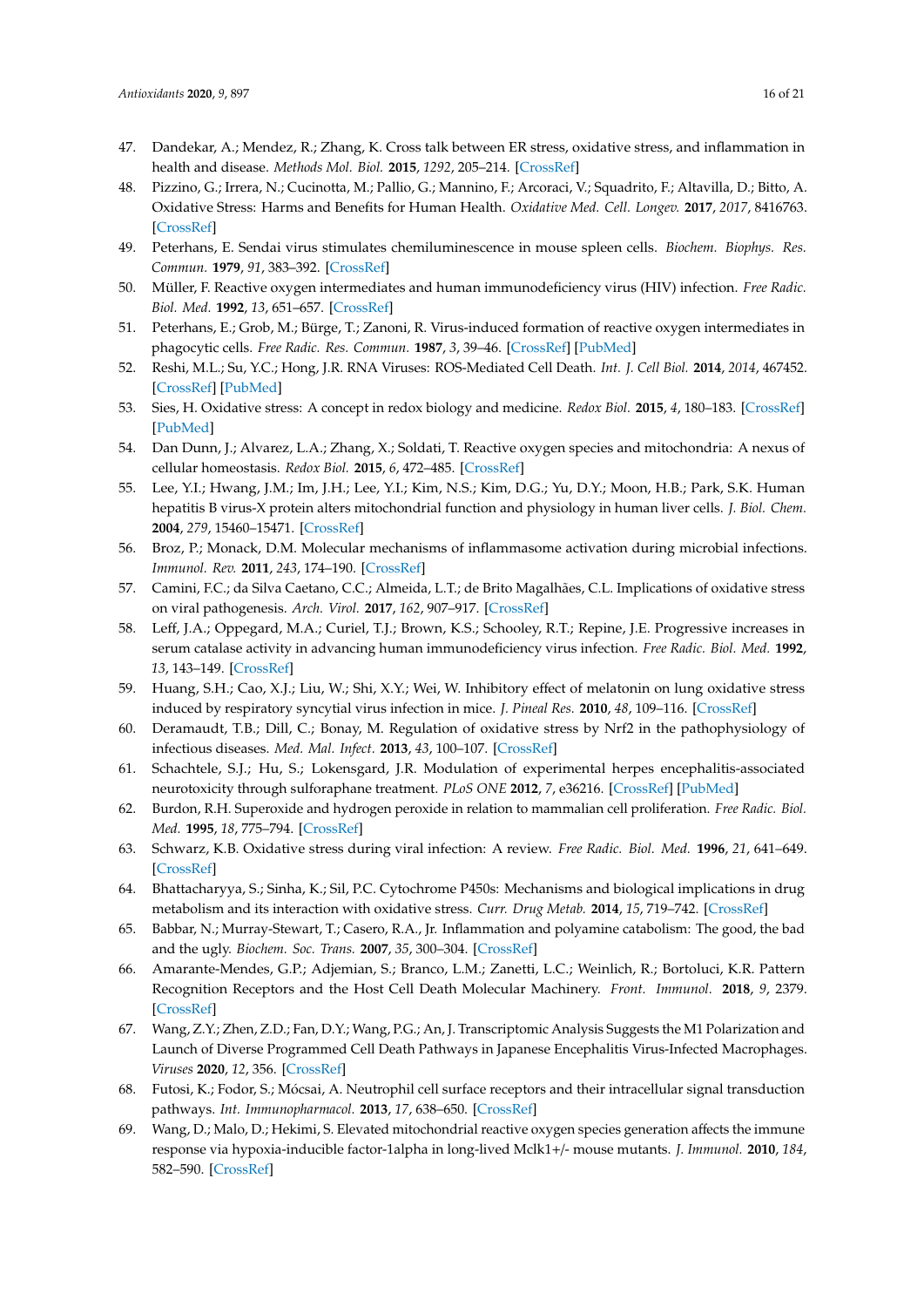47. Dandekar, A.; Mendez, R.; Zhang, K. Cross talk between ER stress, oxidative stress, and inflammation in health and disease. *Methods Mol. Biol.* **2015**, *1292*, 205–214. [CrossRef]
48. Pizzino, G.; Irrera, N.; Cucinotta, M.; Pallio, G.; Mannino, F.; Arcoraci, V.; Squadrito, F.; Altavilla, D.; Bitto, A. Oxidative Stress: Harms and Benefits for Human Health. *Oxidative Med. Cell. Longev.* **2017**, *2017*, 8416763. [CrossRef]
49. Peterhans, E. Sendai virus stimulates chemiluminescence in mouse spleen cells. *Biochem. Biophys. Res. Commun.* **1979**, *91*, 383–392. [CrossRef]
50. Müller, F. Reactive oxygen intermediates and human immunodeficiency virus (HIV) infection. *Free Radic. Biol. Med.* **1992**, *13*, 651–657. [CrossRef]
51. Peterhans, E.; Grob, M.; Bürge, T.; Zanoni, R. Virus-induced formation of reactive oxygen intermediates in phagocytic cells. *Free Radic. Res. Commun.* **1987**, *3*, 39–46. [CrossRef] [PubMed]
52. Reshi, M.L.; Su, Y.C.; Hong, J.R. RNA Viruses: ROS-Mediated Cell Death. *Int. J. Cell Biol.* **2014**, *2014*, 467452. [CrossRef] [PubMed]
53. Sies, H. Oxidative stress: A concept in redox biology and medicine. *Redox Biol.* **2015**, *4*, 180–183. [CrossRef] [PubMed]
54. Dan Dunn, J.; Alvarez, L.A.; Zhang, X.; Soldati, T. Reactive oxygen species and mitochondria: A nexus of cellular homeostasis. *Redox Biol.* **2015**, *6*, 472–485. [CrossRef]
55. Lee, Y.I.; Hwang, J.M.; Im, J.H.; Lee, Y.I.; Kim, N.S.; Kim, D.G.; Yu, D.Y.; Moon, H.B.; Park, S.K. Human hepatitis B virus-X protein alters mitochondrial function and physiology in human liver cells. *J. Biol. Chem.* **2004**, *279*, 15460–15471. [CrossRef]
56. Broz, P.; Monack, D.M. Molecular mechanisms of inflammasome activation during microbial infections. *Immunol. Rev.* **2011**, *243*, 174–190. [CrossRef]
57. Camini, F.C.; da Silva Caetano, C.C.; Almeida, L.T.; de Brito Magalhães, C.L. Implications of oxidative stress on viral pathogenesis. *Arch. Virol.* **2017**, *162*, 907–917. [CrossRef]
58. Leff, J.A.; Oppegard, M.A.; Curiel, T.J.; Brown, K.S.; Schooley, R.T.; Repine, J.E. Progressive increases in serum catalase activity in advancing human immunodeficiency virus infection. *Free Radic. Biol. Med.* **1992**, *13*, 143–149. [CrossRef]
59. Huang, S.H.; Cao, X.J.; Liu, W.; Shi, X.Y.; Wei, W. Inhibitory effect of melatonin on lung oxidative stress induced by respiratory syncytial virus infection in mice. *J. Pineal Res.* **2010**, *48*, 109–116. [CrossRef]
60. Deramaudt, T.B.; Dill, C.; Bonay, M. Regulation of oxidative stress by Nrf2 in the pathophysiology of infectious diseases. *Med. Mal. Infect.* **2013**, *43*, 100–107. [CrossRef]
61. Schachtele, S.J.; Hu, S.; Lokensgard, J.R. Modulation of experimental herpes encephalitis-associated neurotoxicity through sulforaphane treatment. *PLoS ONE* **2012**, *7*, e36216. [CrossRef] [PubMed]
62. Burdon, R.H. Superoxide and hydrogen peroxide in relation to mammalian cell proliferation. *Free Radic. Biol. Med.* **1995**, *18*, 775–794. [CrossRef]
63. Schwarz, K.B. Oxidative stress during viral infection: A review. *Free Radic. Biol. Med.* **1996**, *21*, 641–649. [CrossRef]
64. Bhattacharyya, S.; Sinha, K.; Sil, P.C. Cytochrome P450s: Mechanisms and biological implications in drug metabolism and its interaction with oxidative stress. *Curr. Drug Metab.* **2014**, *15*, 719–742. [CrossRef]
65. Babbar, N.; Murray-Stewart, T.; Casero, R.A., Jr. Inflammation and polyamine catabolism: The good, the bad and the ugly. *Biochem. Soc. Trans.* **2007**, *35*, 300–304. [CrossRef]
66. Amarante-Mendes, G.P.; Adjemian, S.; Branco, L.M.; Zanetti, L.C.; Weinlich, R.; Bortoluci, K.R. Pattern Recognition Receptors and the Host Cell Death Molecular Machinery. *Front. Immunol.* **2018**, *9*, 2379. [CrossRef]
67. Wang, Z.Y.; Zhen, Z.D.; Fan, D.Y.; Wang, P.G.; An, J. Transcriptomic Analysis Suggests the M1 Polarization and Launch of Diverse Programmed Cell Death Pathways in Japanese Encephalitis Virus-Infected Macrophages. *Viruses* **2020**, *12*, 356. [CrossRef]
68. Futosi, K.; Fodor, S.; Mócsai, A. Neutrophil cell surface receptors and their intracellular signal transduction pathways. *Int. Immunopharmacol.* **2013**, *17*, 638–650. [CrossRef]
69. Wang, D.; Malo, D.; Hekimi, S. Elevated mitochondrial reactive oxygen species generation affects the immune response via hypoxia-inducible factor-1alpha in long-lived Mclk1+/- mouse mutants. *J. Immunol.* **2010**, *184*, 582–590. [CrossRef]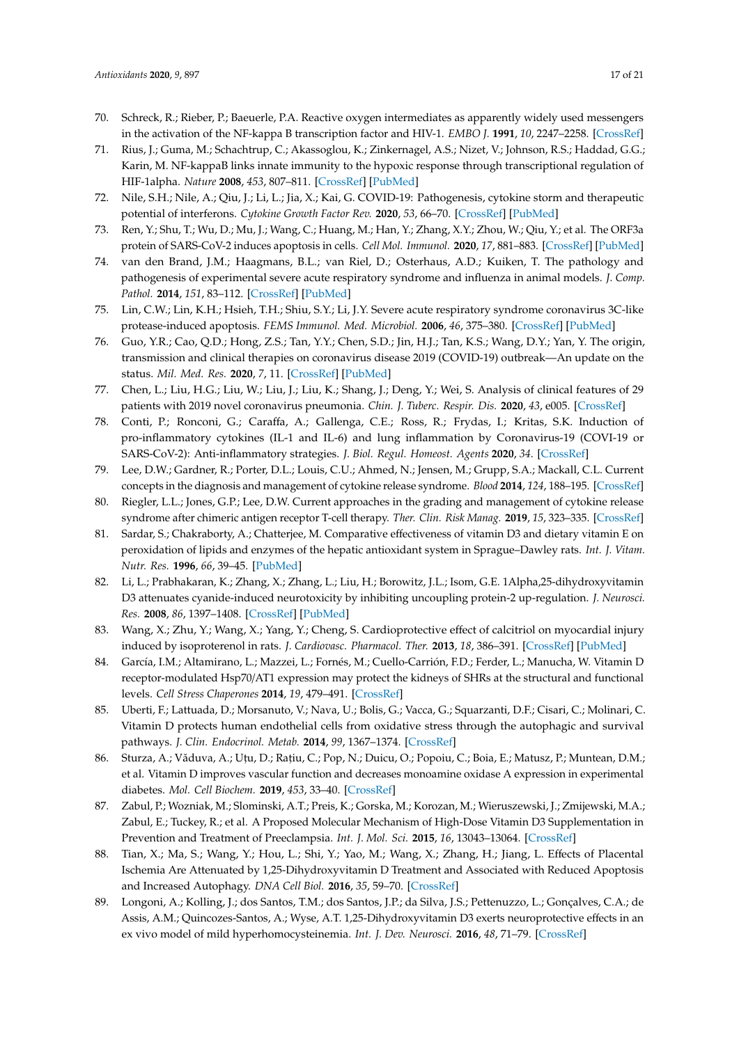70. Schreck, R.; Rieber, P.; Baeuerle, P.A. Reactive oxygen intermediates as apparently widely used messengers in the activation of the NF-kappa B transcription factor and HIV-1. *EMBO J.* **1991**, *10*, 2247–2258. [CrossRef]
71. Rius, J.; Guma, M.; Schachtrup, C.; Akassoglou, K.; Zinkernagel, A.S.; Nizet, V.; Johnson, R.S.; Haddad, G.G.; Karin, M. NF-kappaB links innate immunity to the hypoxic response through transcriptional regulation of HIF-1alpha. *Nature* **2008**, *453*, 807–811. [CrossRef] [PubMed]
72. Nile, S.H.; Nile, A.; Qiu, J.; Li, L.; Jia, X.; Kai, G. COVID-19: Pathogenesis, cytokine storm and therapeutic potential of interferons. *Cytokine Growth Factor Rev.* **2020**, *53*, 66–70. [CrossRef] [PubMed]
73. Ren, Y.; Shu, T.; Wu, D.; Mu, J.; Wang, C.; Huang, M.; Han, Y.; Zhang, X.Y.; Zhou, W.; Qiu, Y.; et al. The ORF3a protein of SARS-CoV-2 induces apoptosis in cells. *Cell Mol. Immunol.* **2020**, *17*, 881–883. [CrossRef] [PubMed]
74. van den Brand, J.M.; Haagmans, B.L.; van Riel, D.; Osterhaus, A.D.; Kuiken, T. The pathology and pathogenesis of experimental severe acute respiratory syndrome and influenza in animal models. *J. Comp. Pathol.* **2014**, *151*, 83–112. [CrossRef] [PubMed]
75. Lin, C.W.; Lin, K.H.; Hsieh, T.H.; Shiu, S.Y.; Li, J.Y. Severe acute respiratory syndrome coronavirus 3C-like protease-induced apoptosis. *FEMS Immunol. Med. Microbiol.* **2006**, *46*, 375–380. [CrossRef] [PubMed]
76. Guo, Y.R.; Cao, Q.D.; Hong, Z.S.; Tan, Y.Y.; Chen, S.D.; Jin, H.J.; Tan, K.S.; Wang, D.Y.; Yan, Y. The origin, transmission and clinical therapies on coronavirus disease 2019 (COVID-19) outbreak—An update on the status. *Mil. Med. Res.* **2020**, *7*, 11. [CrossRef] [PubMed]
77. Chen, L.; Liu, H.G.; Liu, W.; Liu, J.; Liu, K.; Shang, J.; Deng, Y.; Wei, S. Analysis of clinical features of 29 patients with 2019 novel coronavirus pneumonia. *Chin. J. Tuberc. Respir. Dis.* **2020**, *43*, e005. [CrossRef]
78. Conti, P.; Ronconi, G.; Caraffa, A.; Gallenga, C.E.; Ross, R.; Frydas, I.; Kritas, S.K. Induction of pro-inflammatory cytokines (IL-1 and IL-6) and lung inflammation by Coronavirus-19 (COVI-19 or SARS-CoV-2): Anti-inflammatory strategies. *J. Biol. Regul. Homeost. Agents* **2020**, *34*. [CrossRef]
79. Lee, D.W.; Gardner, R.; Porter, D.L.; Louis, C.U.; Ahmed, N.; Jensen, M.; Grupp, S.A.; Mackall, C.L. Current concepts in the diagnosis and management of cytokine release syndrome. *Blood* **2014**, *124*, 188–195. [CrossRef]
80. Riegler, L.L.; Jones, G.P.; Lee, D.W. Current approaches in the grading and management of cytokine release syndrome after chimeric antigen receptor T-cell therapy. *Ther. Clin. Risk Manag.* **2019**, *15*, 323–335. [CrossRef]
81. Sardar, S.; Chakraborty, A.; Chatterjee, M. Comparative effectiveness of vitamin D3 and dietary vitamin E on peroxidation of lipids and enzymes of the hepatic antioxidant system in Sprague–Dawley rats. *Int. J. Vitam. Nutr. Res.* **1996**, *66*, 39–45. [PubMed]
82. Li, L.; Prabhakaran, K.; Zhang, X.; Zhang, L.; Liu, H.; Borowitz, J.L.; Isom, G.E. 1Alpha,25-dihydroxyvitamin D3 attenuates cyanide-induced neurotoxicity by inhibiting uncoupling protein-2 up-regulation. *J. Neurosci. Res.* **2008**, *86*, 1397–1408. [CrossRef] [PubMed]
83. Wang, X.; Zhu, Y.; Wang, X.; Yang, Y.; Cheng, S. Cardioprotective effect of calcitriol on myocardial injury induced by isoproterenol in rats. *J. Cardiovasc. Pharmacol. Ther.* **2013**, *18*, 386–391. [CrossRef] [PubMed]
84. García, I.M.; Altamirano, L.; Mazzei, L.; Fornés, M.; Cuello-Carrión, F.D.; Ferder, L.; Manucha, W. Vitamin D receptor-modulated Hsp70/AT1 expression may protect the kidneys of SHRs at the structural and functional levels. *Cell Stress Chaperones* **2014**, *19*, 479–491. [CrossRef]
85. Uberti, F.; Lattuada, D.; Morsanuto, V.; Nava, U.; Bolis, G.; Vacca, G.; Squarzanti, D.F.; Cisari, C.; Molinari, C. Vitamin D protects human endothelial cells from oxidative stress through the autophagic and survival pathways. *J. Clin. Endocrinol. Metab.* **2014**, *99*, 1367–1374. [CrossRef]
86. Sturza, A.; Văduva, A.; Uțu, D.; Rațiu, C.; Pop, N.; Duicu, O.; Popoiu, C.; Boia, E.; Matusz, P.; Muntean, D.M.; et al. Vitamin D improves vascular function and decreases monoamine oxidase A expression in experimental diabetes. *Mol. Cell Biochem.* **2019**, *453*, 33–40. [CrossRef]
87. Zabul, P.; Wozniak, M.; Slominski, A.T.; Preis, K.; Gorska, M.; Korozan, M.; Wieruszewski, J.; Zmijewski, M.A.; Zabul, E.; Tuckey, R.; et al. A Proposed Molecular Mechanism of High-Dose Vitamin D3 Supplementation in Prevention and Treatment of Preeclampsia. *Int. J. Mol. Sci.* **2015**, *16*, 13043–13064. [CrossRef]
88. Tian, X.; Ma, S.; Wang, Y.; Hou, L.; Shi, Y.; Yao, M.; Wang, X.; Zhang, H.; Jiang, L. Effects of Placental Ischemia Are Attenuated by 1,25-Dihydroxyvitamin D Treatment and Associated with Reduced Apoptosis and Increased Autophagy. *DNA Cell Biol.* **2016**, *35*, 59–70. [CrossRef]
89. Longoni, A.; Kolling, J.; dos Santos, T.M.; dos Santos, J.P.; da Silva, J.S.; Pettenuzzo, L.; Gonçalves, C.A.; de Assis, A.M.; Quincozes-Santos, A.; Wyse, A.T. 1,25-Dihydroxyvitamin D3 exerts neuroprotective effects in an ex vivo model of mild hyperhomocysteinemia. *Int. J. Dev. Neurosci.* **2016**, *48*, 71–79. [CrossRef]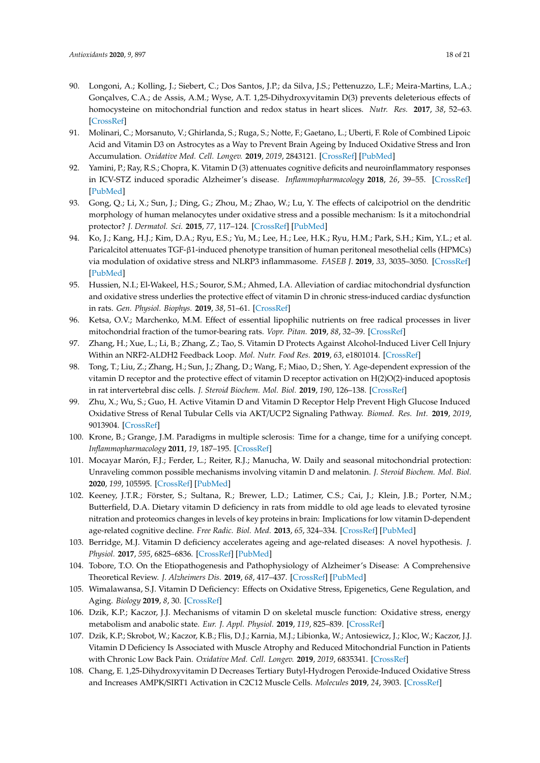90. Longoni, A.; Kolling, J.; Siebert, C.; Dos Santos, J.P.; da Silva, J.S.; Pettenuzzo, L.F.; Meira-Martins, L.A.; Gonçalves, C.A.; de Assis, A.M.; Wyse, A.T. 1,25-Dihydroxyvitamin D(3) prevents deleterious effects of homocysteine on mitochondrial function and redox status in heart slices. *Nutr. Res.* **2017**, *38*, 52–63. [CrossRef]
91. Molinari, C.; Morsanuto, V.; Ghirlanda, S.; Ruga, S.; Notte, F.; Gaetano, L.; Uberti, F. Role of Combined Lipoic Acid and Vitamin D3 on Astrocytes as a Way to Prevent Brain Ageing by Induced Oxidative Stress and Iron Accumulation. *Oxidative Med. Cell. Longev.* **2019**, *2019*, 2843121. [CrossRef] [PubMed]
92. Yamini, P.; Ray, R.S.; Chopra, K. Vitamin D (3) attenuates cognitive deficits and neuroinflammatory responses in ICV-STZ induced sporadic Alzheimer's disease. *Inflammopharmacology* **2018**, *26*, 39–55. [CrossRef] [PubMed]
93. Gong, Q.; Li, X.; Sun, J.; Ding, G.; Zhou, M.; Zhao, W.; Lu, Y. The effects of calcipotriol on the dendritic morphology of human melanocytes under oxidative stress and a possible mechanism: Is it a mitochondrial protector? *J. Dermatol. Sci.* **2015**, *77*, 117–124. [CrossRef] [PubMed]
94. Ko, J.; Kang, H.J.; Kim, D.A.; Ryu, E.S.; Yu, M.; Lee, H.; Lee, H.K.; Ryu, H.M.; Park, S.H.; Kim, Y.L.; et al. Paricalcitol attenuates TGF-β1-induced phenotype transition of human peritoneal mesothelial cells (HPMCs) via modulation of oxidative stress and NLRP3 inflammasome. *FASEB J.* **2019**, *33*, 3035–3050. [CrossRef] [PubMed]
95. Hussien, N.I.; El-Wakeel, H.S.; Souror, S.M.; Ahmed, I.A. Alleviation of cardiac mitochondrial dysfunction and oxidative stress underlies the protective effect of vitamin D in chronic stress-induced cardiac dysfunction in rats. *Gen. Physiol. Biophys.* **2019**, *38*, 51–61. [CrossRef]
96. Ketsa, O.V.; Marchenko, M.M. Effect of essential lipophilic nutrients on free radical processes in liver mitochondrial fraction of the tumor-bearing rats. *Vopr. Pitan.* **2019**, *88*, 32–39. [CrossRef]
97. Zhang, H.; Xue, L.; Li, B.; Zhang, Z.; Tao, S. Vitamin D Protects Against Alcohol-Induced Liver Cell Injury Within an NRF2-ALDH2 Feedback Loop. *Mol. Nutr. Food Res.* **2019**, *63*, e1801014. [CrossRef]
98. Tong, T.; Liu, Z.; Zhang, H.; Sun, J.; Zhang, D.; Wang, F.; Miao, D.; Shen, Y. Age-dependent expression of the vitamin D receptor and the protective effect of vitamin D receptor activation on H(2)O(2)-induced apoptosis in rat intervertebral disc cells. *J. Steroid Biochem. Mol. Biol.* **2019**, *190*, 126–138. [CrossRef]
99. Zhu, X.; Wu, S.; Guo, H. Active Vitamin D and Vitamin D Receptor Help Prevent High Glucose Induced Oxidative Stress of Renal Tubular Cells via AKT/UCP2 Signaling Pathway. *Biomed. Res. Int.* **2019**, *2019*, 9013904. [CrossRef]
100. Krone, B.; Grange, J.M. Paradigms in multiple sclerosis: Time for a change, time for a unifying concept. *Inflammopharmacology* **2011**, *19*, 187–195. [CrossRef]
101. Mocayar Marón, F.J.; Ferder, L.; Reiter, R.J.; Manucha, W. Daily and seasonal mitochondrial protection: Unraveling common possible mechanisms involving vitamin D and melatonin. *J. Steroid Biochem. Mol. Biol.* **2020**, *199*, 105595. [CrossRef] [PubMed]
102. Keeney, J.T.R.; Förster, S.; Sultana, R.; Brewer, L.D.; Latimer, C.S.; Cai, J.; Klein, J.B.; Porter, N.M.; Butterfield, D.A. Dietary vitamin D deficiency in rats from middle to old age leads to elevated tyrosine nitration and proteomics changes in levels of key proteins in brain: Implications for low vitamin D-dependent age-related cognitive decline. *Free Radic. Biol. Med.* **2013**, *65*, 324–334. [CrossRef] [PubMed]
103. Berridge, M.J. Vitamin D deficiency accelerates ageing and age-related diseases: A novel hypothesis. *J. Physiol.* **2017**, *595*, 6825–6836. [CrossRef] [PubMed]
104. Tobore, T.O. On the Etiopathogenesis and Pathophysiology of Alzheimer's Disease: A Comprehensive Theoretical Review. *J. Alzheimers Dis.* **2019**, *68*, 417–437. [CrossRef] [PubMed]
105. Wimalawansa, S.J. Vitamin D Deficiency: Effects on Oxidative Stress, Epigenetics, Gene Regulation, and Aging. *Biology* **2019**, *8*, 30. [CrossRef]
106. Dzik, K.P.; Kaczor, J.J. Mechanisms of vitamin D on skeletal muscle function: Oxidative stress, energy metabolism and anabolic state. *Eur. J. Appl. Physiol.* **2019**, *119*, 825–839. [CrossRef]
107. Dzik, K.P.; Skrobot, W.; Kaczor, K.B.; Flis, D.J.; Karnia, M.J.; Libionka, W.; Antosiewicz, J.; Kloc, W.; Kaczor, J.J. Vitamin D Deficiency Is Associated with Muscle Atrophy and Reduced Mitochondrial Function in Patients with Chronic Low Back Pain. *Oxidative Med. Cell. Longev.* **2019**, *2019*, 6835341. [CrossRef]
108. Chang, E. 1,25-Dihydroxyvitamin D Decreases Tertiary Butyl-Hydrogen Peroxide-Induced Oxidative Stress and Increases AMPK/SIRT1 Activation in C2C12 Muscle Cells. *Molecules* **2019**, *24*, 3903. [CrossRef]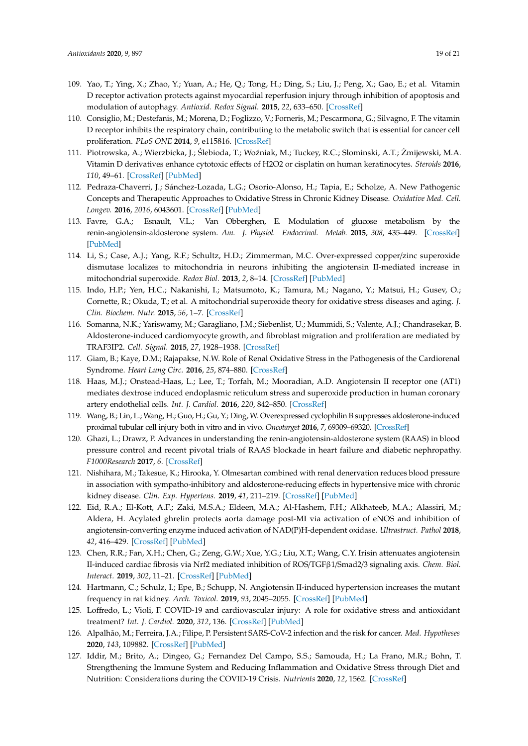109. Yao, T.; Ying, X.; Zhao, Y.; Yuan, A.; He, Q.; Tong, H.; Ding, S.; Liu, J.; Peng, X.; Gao, E.; et al. Vitamin D receptor activation protects against myocardial reperfusion injury through inhibition of apoptosis and modulation of autophagy. *Antioxid. Redox Signal.* **2015**, *22*, 633–650. [CrossRef]
110. Consiglio, M.; Destefanis, M.; Morena, D.; Foglizzo, V.; Forneris, M.; Pescarmona, G.; Silvagno, F. The vitamin D receptor inhibits the respiratory chain, contributing to the metabolic switch that is essential for cancer cell proliferation. *PLoS ONE* **2014**, *9*, e115816. [CrossRef]
111. Piotrowska, A.; Wierzbicka, J.; Ślebioda, T.; Woźniak, M.; Tuckey, R.C.; Slominski, A.T.; Żmijewski, M.A. Vitamin D derivatives enhance cytotoxic effects of H2O2 or cisplatin on human keratinocytes. *Steroids* **2016**, *110*, 49–61. [CrossRef] [PubMed]
112. Pedraza-Chaverri, J.; Sánchez-Lozada, L.G.; Osorio-Alonso, H.; Tapia, E.; Scholze, A. New Pathogenic Concepts and Therapeutic Approaches to Oxidative Stress in Chronic Kidney Disease. *Oxidative Med. Cell. Longev.* **2016**, *2016*, 6043601. [CrossRef] [PubMed]
113. Favre, G.A.; Esnault, V.L.; Van Obberghen, E. Modulation of glucose metabolism by the renin-angiotensin-aldosterone system. *Am. J. Physiol. Endocrinol. Metab.* **2015**, *308*, 435–449. [CrossRef] [PubMed]
114. Li, S.; Case, A.J.; Yang, R.F.; Schultz, H.D.; Zimmerman, M.C. Over-expressed copper/zinc superoxide dismutase localizes to mitochondria in neurons inhibiting the angiotensin II-mediated increase in mitochondrial superoxide. *Redox Biol.* **2013**, *2*, 8–14. [CrossRef] [PubMed]
115. Indo, H.P.; Yen, H.C.; Nakanishi, I.; Matsumoto, K.; Tamura, M.; Nagano, Y.; Matsui, H.; Gusev, O.; Cornette, R.; Okuda, T.; et al. A mitochondrial superoxide theory for oxidative stress diseases and aging. *J. Clin. Biochem. Nutr.* **2015**, *56*, 1–7. [CrossRef]
116. Somanna, N.K.; Yariswamy, M.; Garagliano, J.M.; Siebenlist, U.; Mummidi, S.; Valente, A.J.; Chandrasekar, B. Aldosterone-induced cardiomyocyte growth, and fibroblast migration and proliferation are mediated by TRAF3IP2. *Cell. Signal.* **2015**, *27*, 1928–1938. [CrossRef]
117. Giam, B.; Kaye, D.M.; Rajapakse, N.W. Role of Renal Oxidative Stress in the Pathogenesis of the Cardiorenal Syndrome. *Heart Lung Circ.* **2016**, *25*, 874–880. [CrossRef]
118. Haas, M.J.; Onstead-Haas, L.; Lee, T.; Torfah, M.; Mooradian, A.D. Angiotensin II receptor one (AT1) mediates dextrose induced endoplasmic reticulum stress and superoxide production in human coronary artery endothelial cells. *Int. J. Cardiol.* **2016**, *220*, 842–850. [CrossRef]
119. Wang, B.; Lin, L.; Wang, H.; Guo, H.; Gu, Y.; Ding, W. Overexpressed cyclophilin B suppresses aldosterone-induced proximal tubular cell injury both in vitro and in vivo. *Oncotarget* **2016**, *7*, 69309–69320. [CrossRef]
120. Ghazi, L.; Drawz, P. Advances in understanding the renin-angiotensin-aldosterone system (RAAS) in blood pressure control and recent pivotal trials of RAAS blockade in heart failure and diabetic nephropathy. *F1000Research* **2017**, *6*. [CrossRef]
121. Nishihara, M.; Takesue, K.; Hirooka, Y. Olmesartan combined with renal denervation reduces blood pressure in association with sympatho-inhibitory and aldosterone-reducing effects in hypertensive mice with chronic kidney disease. *Clin. Exp. Hypertens.* **2019**, *41*, 211–219. [CrossRef] [PubMed]
122. Eid, R.A.; El-Kott, A.F.; Zaki, M.S.A.; Eldeen, M.A.; Al-Hashem, F.H.; Alkhateeb, M.A.; Alassiri, M.; Aldera, H. Acylated ghrelin protects aorta damage post-MI via activation of eNOS and inhibition of angiotensin-converting enzyme induced activation of NAD(P)H-dependent oxidase. *Ultrastruct. Pathol* **2018**, *42*, 416–429. [CrossRef] [PubMed]
123. Chen, R.R.; Fan, X.H.; Chen, G.; Zeng, G.W.; Xue, Y.G.; Liu, X.T.; Wang, C.Y. Irisin attenuates angiotensin II-induced cardiac fibrosis via Nrf2 mediated inhibition of ROS/TGFβ1/Smad2/3 signaling axis. *Chem. Biol. Interact.* **2019**, *302*, 11–21. [CrossRef] [PubMed]
124. Hartmann, C.; Schulz, I.; Epe, B.; Schupp, N. Angiotensin II-induced hypertension increases the mutant frequency in rat kidney. *Arch. Toxicol.* **2019**, *93*, 2045–2055. [CrossRef] [PubMed]
125. Loffredo, L.; Violi, F. COVID-19 and cardiovascular injury: A role for oxidative stress and antioxidant treatment? *Int. J. Cardiol.* **2020**, *312*, 136. [CrossRef] [PubMed]
126. Alpalhão, M.; Ferreira, J.A.; Filipe, P. Persistent SARS-CoV-2 infection and the risk for cancer. *Med. Hypotheses* **2020**, *143*, 109882. [CrossRef] [PubMed]
127. Iddir, M.; Brito, A.; Dingeo, G.; Fernandez Del Campo, S.S.; Samouda, H.; La Frano, M.R.; Bohn, T. Strengthening the Immune System and Reducing Inflammation and Oxidative Stress through Diet and Nutrition: Considerations during the COVID-19 Crisis. *Nutrients* **2020**, *12*, 1562. [CrossRef]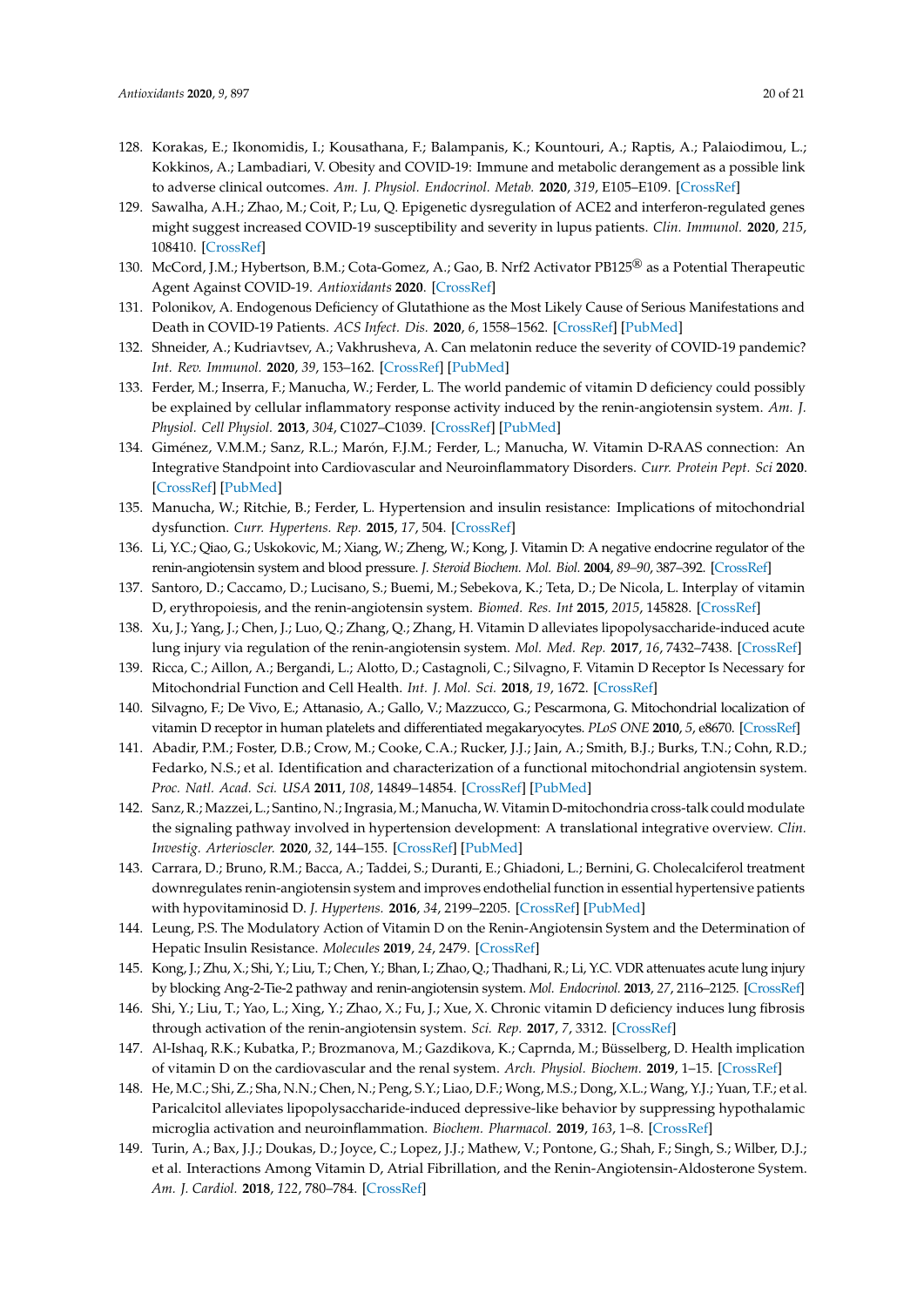128. Korakas, E.; Ikonomidis, I.; Kousathana, F.; Balampanis, K.; Kountouri, A.; Raptis, A.; Palaiodimou, L.; Kokkinos, A.; Lambadiari, V. Obesity and COVID-19: Immune and metabolic derangement as a possible link to adverse clinical outcomes. *Am. J. Physiol. Endocrinol. Metab.* **2020**, *319*, E105–E109. [CrossRef]
129. Sawalha, A.H.; Zhao, M.; Coit, P.; Lu, Q. Epigenetic dysregulation of ACE2 and interferon-regulated genes might suggest increased COVID-19 susceptibility and severity in lupus patients. *Clin. Immunol.* **2020**, *215*, 108410. [CrossRef]
130. McCord, J.M.; Hybertson, B.M.; Cota-Gomez, A.; Gao, B. Nrf2 Activator PB125® as a Potential Therapeutic Agent Against COVID-19. *Antioxidants* **2020**. [CrossRef]
131. Polonikov, A. Endogenous Deficiency of Glutathione as the Most Likely Cause of Serious Manifestations and Death in COVID-19 Patients. *ACS Infect. Dis.* **2020**, *6*, 1558–1562. [CrossRef] [PubMed]
132. Shneider, A.; Kudriavtsev, A.; Vakhrusheva, A. Can melatonin reduce the severity of COVID-19 pandemic? *Int. Rev. Immunol.* **2020**, *39*, 153–162. [CrossRef] [PubMed]
133. Ferder, M.; Inserra, F.; Manucha, W.; Ferder, L. The world pandemic of vitamin D deficiency could possibly be explained by cellular inflammatory response activity induced by the renin-angiotensin system. *Am. J. Physiol. Cell Physiol.* **2013**, *304*, C1027–C1039. [CrossRef] [PubMed]
134. Giménez, V.M.M.; Sanz, R.L.; Marón, F.J.M.; Ferder, L.; Manucha, W. Vitamin D-RAAS connection: An Integrative Standpoint into Cardiovascular and Neuroinflammatory Disorders. *Curr. Protein Pept. Sci* **2020**. [CrossRef] [PubMed]
135. Manucha, W.; Ritchie, B.; Ferder, L. Hypertension and insulin resistance: Implications of mitochondrial dysfunction. *Curr. Hypertens. Rep.* **2015**, *17*, 504. [CrossRef]
136. Li, Y.C.; Qiao, G.; Uskokovic, M.; Xiang, W.; Zheng, W.; Kong, J. Vitamin D: A negative endocrine regulator of the renin-angiotensin system and blood pressure. *J. Steroid Biochem. Mol. Biol.* **2004**, *89–90*, 387–392. [CrossRef]
137. Santoro, D.; Caccamo, D.; Lucisano, S.; Buemi, M.; Sebekova, K.; Teta, D.; De Nicola, L. Interplay of vitamin D, erythropoiesis, and the renin-angiotensin system. *Biomed. Res. Int* **2015**, *2015*, 145828. [CrossRef]
138. Xu, J.; Yang, J.; Chen, J.; Luo, Q.; Zhang, Q.; Zhang, H. Vitamin D alleviates lipopolysaccharide-induced acute lung injury via regulation of the renin-angiotensin system. *Mol. Med. Rep.* **2017**, *16*, 7432–7438. [CrossRef]
139. Ricca, C.; Aillon, A.; Bergandi, L.; Alotto, D.; Castagnoli, C.; Silvagno, F. Vitamin D Receptor Is Necessary for Mitochondrial Function and Cell Health. *Int. J. Mol. Sci.* **2018**, *19*, 1672. [CrossRef]
140. Silvagno, F.; De Vivo, E.; Attanasio, A.; Gallo, V.; Mazzucco, G.; Pescarmona, G. Mitochondrial localization of vitamin D receptor in human platelets and differentiated megakaryocytes. *PLoS ONE* **2010**, *5*, e8670. [CrossRef]
141. Abadir, P.M.; Foster, D.B.; Crow, M.; Cooke, C.A.; Rucker, J.J.; Jain, A.; Smith, B.J.; Burks, T.N.; Cohn, R.D.; Fedarko, N.S.; et al. Identification and characterization of a functional mitochondrial angiotensin system. *Proc. Natl. Acad. Sci. USA* **2011**, *108*, 14849–14854. [CrossRef] [PubMed]
142. Sanz, R.; Mazzei, L.; Santino, N.; Ingrasia, M.; Manucha, W. Vitamin D-mitochondria cross-talk could modulate the signaling pathway involved in hypertension development: A translational integrative overview. *Clin. Investig. Arterioscler.* **2020**, *32*, 144–155. [CrossRef] [PubMed]
143. Carrara, D.; Bruno, R.M.; Bacca, A.; Taddei, S.; Duranti, E.; Ghiadoni, L.; Bernini, G. Cholecalciferol treatment downregulates renin-angiotensin system and improves endothelial function in essential hypertensive patients with hypovitaminosid D. *J. Hypertens.* **2016**, *34*, 2199–2205. [CrossRef] [PubMed]
144. Leung, P.S. The Modulatory Action of Vitamin D on the Renin-Angiotensin System and the Determination of Hepatic Insulin Resistance. *Molecules* **2019**, *24*, 2479. [CrossRef]
145. Kong, J.; Zhu, X.; Shi, Y.; Liu, T.; Chen, Y.; Bhan, I.; Zhao, Q.; Thadhani, R.; Li, Y.C. VDR attenuates acute lung injury by blocking Ang-2-Tie-2 pathway and renin-angiotensin system. *Mol. Endocrinol.* **2013**, *27*, 2116–2125. [CrossRef]
146. Shi, Y.; Liu, T.; Yao, L.; Xing, Y.; Zhao, X.; Fu, J.; Xue, X. Chronic vitamin D deficiency induces lung fibrosis through activation of the renin-angiotensin system. *Sci. Rep.* **2017**, *7*, 3312. [CrossRef]
147. Al-Ishaq, R.K.; Kubatka, P.; Brozmanova, M.; Gazdikova, K.; Caprnda, M.; Büsselberg, D. Health implication of vitamin D on the cardiovascular and the renal system. *Arch. Physiol. Biochem.* **2019**, 1–15. [CrossRef]
148. He, M.C.; Shi, Z.; Sha, N.N.; Chen, N.; Peng, S.Y.; Liao, D.F.; Wong, M.S.; Dong, X.L.; Wang, Y.J.; Yuan, T.F.; et al. Paricalcitol alleviates lipopolysaccharide-induced depressive-like behavior by suppressing hypothalamic microglia activation and neuroinflammation. *Biochem. Pharmacol.* **2019**, *163*, 1–8. [CrossRef]
149. Turin, A.; Bax, J.J.; Doukas, D.; Joyce, C.; Lopez, J.J.; Mathew, V.; Pontone, G.; Shah, F.; Singh, S.; Wilber, D.J.; et al. Interactions Among Vitamin D, Atrial Fibrillation, and the Renin-Angiotensin-Aldosterone System. *Am. J. Cardiol.* **2018**, *122*, 780–784. [CrossRef]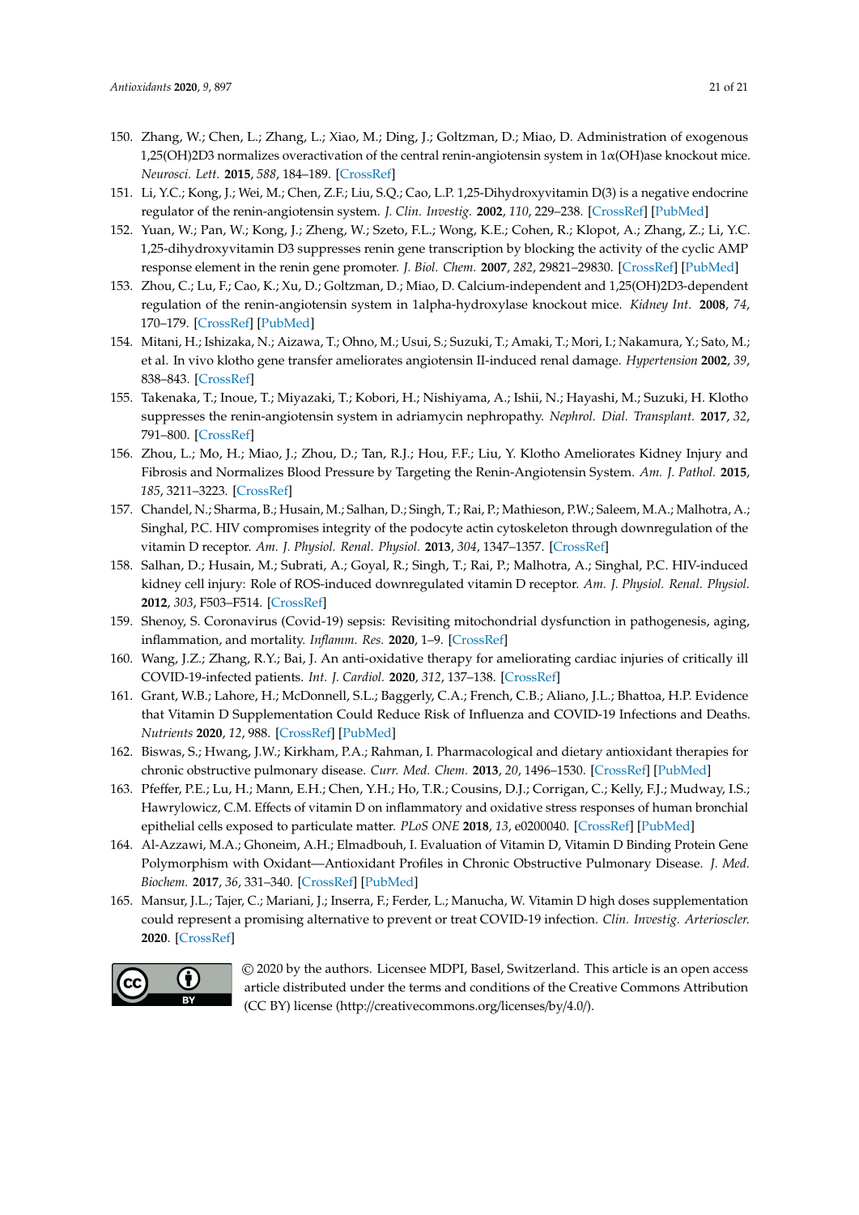150. Zhang, W.; Chen, L.; Zhang, L.; Xiao, M.; Ding, J.; Goltzman, D.; Miao, D. Administration of exogenous 1,25(OH)2D3 normalizes overactivation of the central renin-angiotensin system in 1α(OH)ase knockout mice. *Neurosci. Lett.* **2015**, *588*, 184–189. [CrossRef]
151. Li, Y.C.; Kong, J.; Wei, M.; Chen, Z.F.; Liu, S.Q.; Cao, L.P. 1,25-Dihydroxyvitamin D(3) is a negative endocrine regulator of the renin-angiotensin system. *J. Clin. Investig.* **2002**, *110*, 229–238. [CrossRef] [PubMed]
152. Yuan, W.; Pan, W.; Kong, J.; Zheng, W.; Szeto, F.L.; Wong, K.E.; Cohen, R.; Klopot, A.; Zhang, Z.; Li, Y.C. 1,25-dihydroxyvitamin D3 suppresses renin gene transcription by blocking the activity of the cyclic AMP response element in the renin gene promoter. *J. Biol. Chem.* **2007**, *282*, 29821–29830. [CrossRef] [PubMed]
153. Zhou, C.; Lu, F.; Cao, K.; Xu, D.; Goltzman, D.; Miao, D. Calcium-independent and 1,25(OH)2D3-dependent regulation of the renin-angiotensin system in 1alpha-hydroxylase knockout mice. *Kidney Int.* **2008**, *74*, 170–179. [CrossRef] [PubMed]
154. Mitani, H.; Ishizaka, N.; Aizawa, T.; Ohno, M.; Usui, S.; Suzuki, T.; Amaki, T.; Mori, I.; Nakamura, Y.; Sato, M.; et al. In vivo klotho gene transfer ameliorates angiotensin II-induced renal damage. *Hypertension* **2002**, *39*, 838–843. [CrossRef]
155. Takenaka, T.; Inoue, T.; Miyazaki, T.; Kobori, H.; Nishiyama, A.; Ishii, N.; Hayashi, M.; Suzuki, H. Klotho suppresses the renin-angiotensin system in adriamycin nephropathy. *Nephrol. Dial. Transplant.* **2017**, *32*, 791–800. [CrossRef]
156. Zhou, L.; Mo, H.; Miao, J.; Zhou, D.; Tan, R.J.; Hou, F.F.; Liu, Y. Klotho Ameliorates Kidney Injury and Fibrosis and Normalizes Blood Pressure by Targeting the Renin-Angiotensin System. *Am. J. Pathol.* **2015**, *185*, 3211–3223. [CrossRef]
157. Chandel, N.; Sharma, B.; Husain, M.; Salhan, D.; Singh, T.; Rai, P.; Mathieson, P.W.; Saleem, M.A.; Malhotra, A.; Singhal, P.C. HIV compromises integrity of the podocyte actin cytoskeleton through downregulation of the vitamin D receptor. *Am. J. Physiol. Renal. Physiol.* **2013**, *304*, 1347–1357. [CrossRef]
158. Salhan, D.; Husain, M.; Subrati, A.; Goyal, R.; Singh, T.; Rai, P.; Malhotra, A.; Singhal, P.C. HIV-induced kidney cell injury: Role of ROS-induced downregulated vitamin D receptor. *Am. J. Physiol. Renal. Physiol.* **2012**, *303*, F503–F514. [CrossRef]
159. Shenoy, S. Coronavirus (Covid-19) sepsis: Revisiting mitochondrial dysfunction in pathogenesis, aging, inflammation, and mortality. *Inflamm. Res.* **2020**, 1–9. [CrossRef]
160. Wang, J.Z.; Zhang, R.Y.; Bai, J. An anti-oxidative therapy for ameliorating cardiac injuries of critically ill COVID-19-infected patients. *Int. J. Cardiol.* **2020**, *312*, 137–138. [CrossRef]
161. Grant, W.B.; Lahore, H.; McDonnell, S.L.; Baggerly, C.A.; French, C.B.; Aliano, J.L.; Bhattoa, H.P. Evidence that Vitamin D Supplementation Could Reduce Risk of Influenza and COVID-19 Infections and Deaths. *Nutrients* **2020**, *12*, 988. [CrossRef] [PubMed]
162. Biswas, S.; Hwang, J.W.; Kirkham, P.A.; Rahman, I. Pharmacological and dietary antioxidant therapies for chronic obstructive pulmonary disease. *Curr. Med. Chem.* **2013**, *20*, 1496–1530. [CrossRef] [PubMed]
163. Pfeffer, P.E.; Lu, H.; Mann, E.H.; Chen, Y.H.; Ho, T.R.; Cousins, D.J.; Corrigan, C.; Kelly, F.J.; Mudway, I.S.; Hawrylowicz, C.M. Effects of vitamin D on inflammatory and oxidative stress responses of human bronchial epithelial cells exposed to particulate matter. *PLoS ONE* **2018**, *13*, e0200040. [CrossRef] [PubMed]
164. Al-Azzawi, M.A.; Ghoneim, A.H.; Elmadbouh, I. Evaluation of Vitamin D, Vitamin D Binding Protein Gene Polymorphism with Oxidant—Antioxidant Profiles in Chronic Obstructive Pulmonary Disease. *J. Med. Biochem.* **2017**, *36*, 331–340. [CrossRef] [PubMed]
165. Mansur, J.L.; Tajer, C.; Mariani, J.; Inserra, F.; Ferder, L.; Manucha, W. Vitamin D high doses supplementation could represent a promising alternative to prevent or treat COVID-19 infection. *Clin. Investig. Arterioscler.* **2020**. [CrossRef]

© 2020 by the authors. Licensee MDPI, Basel, Switzerland. This article is an open access article distributed under the terms and conditions of the Creative Commons Attribution (CC BY) license (http://creativecommons.org/licenses/by/4.0/).